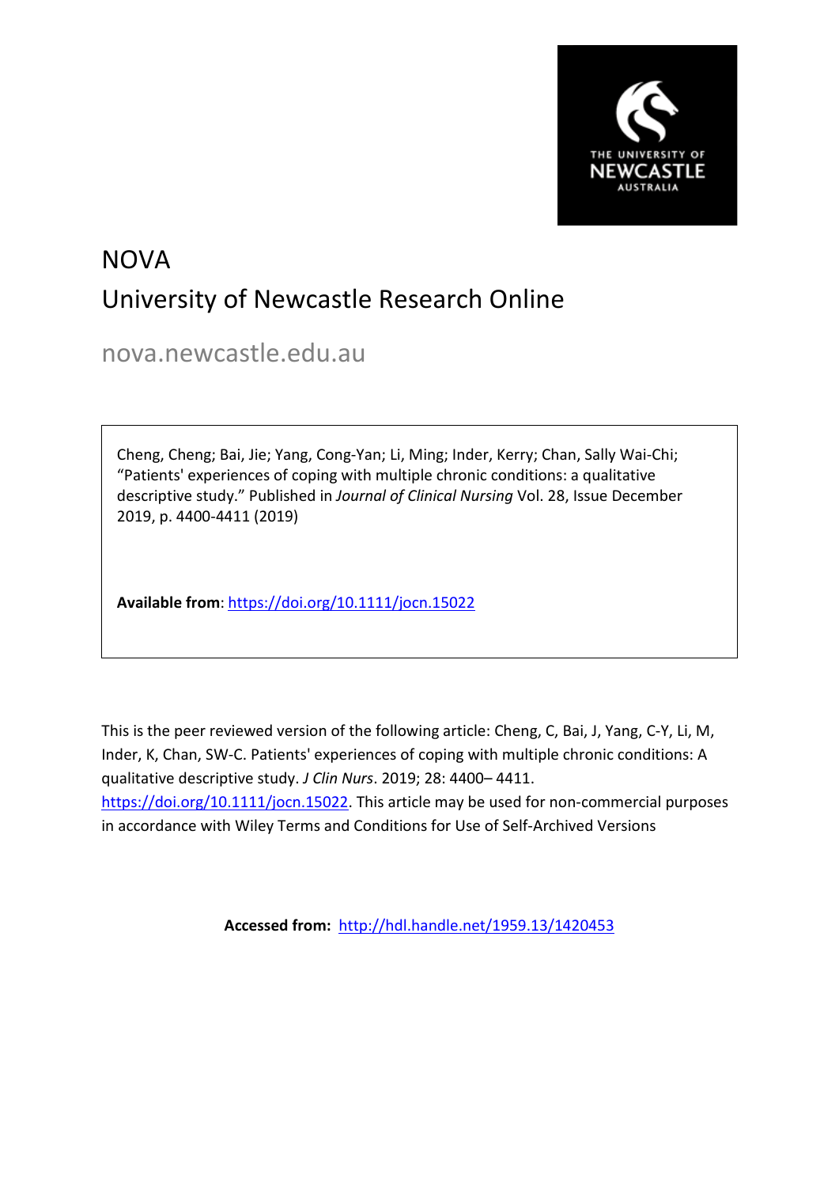# NOVA

## University of Newcastle Research Online

nova.newcastle.edu.au

Cheng, Cheng; Bai, Jie; Yang, Cong-Yan; Li, Ming; Inder, Kerry; Chan, Sally Wai-Chi; "Patients' experiences of coping with multiple chronic conditions: a qualitative descriptive study." Published in *Journal of Clinical Nursing* Vol. 28, Issue December 2019, p. 4400-4411 (2019)

**Available from**: https://doi.org/10.1111/jocn.15022

This is the peer reviewed version of the following article: Cheng, C, Bai, J, Yang, C-Y, Li, M, Inder, K, Chan, SW-C. Patients' experiences of coping with multiple chronic conditions: A qualitative descriptive study. *J Clin Nurs*. 2019; 28: 4400– 4411. https://doi.org/10.1111/jocn.15022. This article may be used for non-commercial purposes in accordance with Wiley Terms and Conditions for Use of Self-Archived Versions

**Accessed from:** http://hdl.handle.net/1959.13/1420453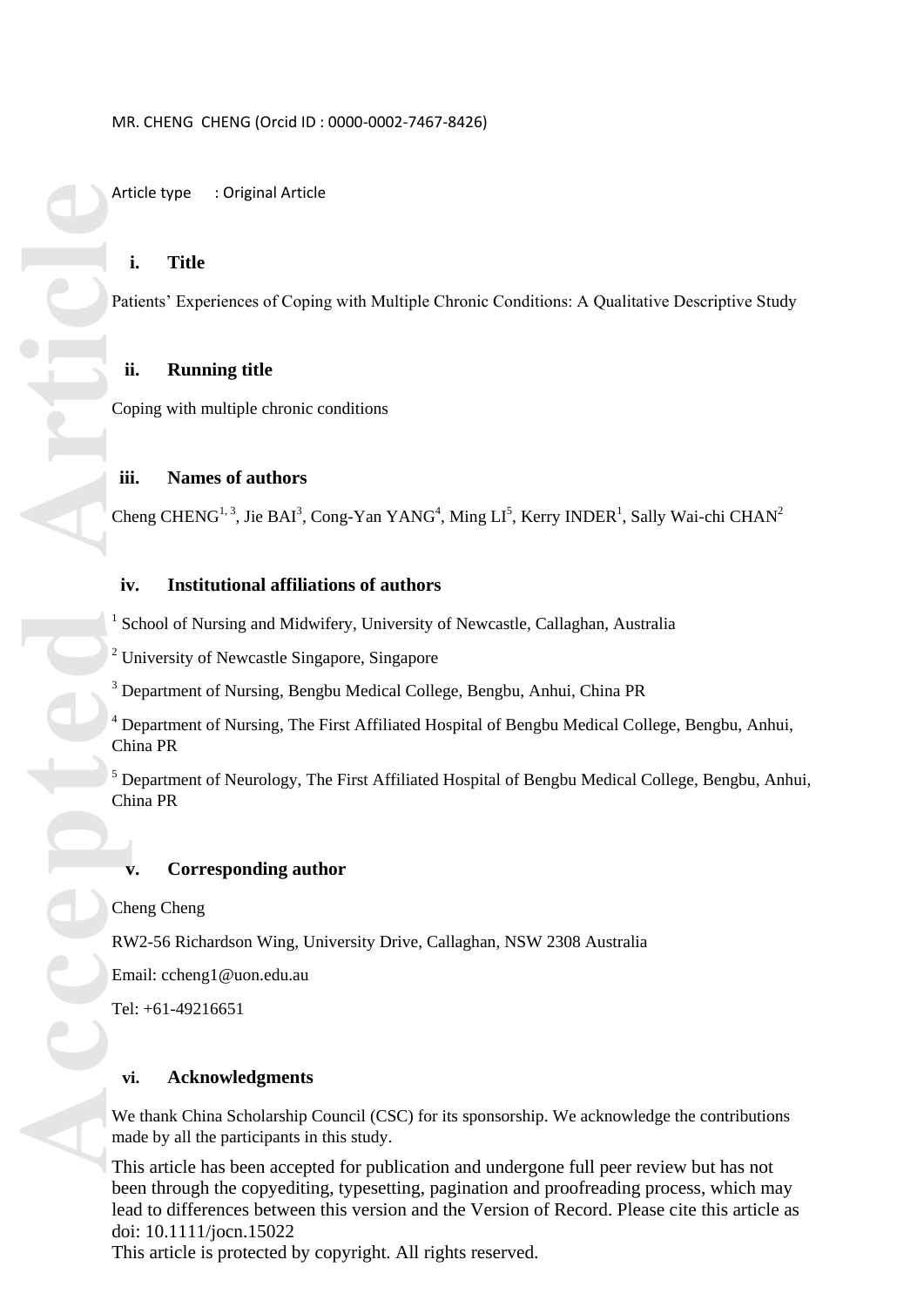MR. CHENG CHENG (Orcid ID : 0000-0002-7467-8426)

Article type : Original Article

## i. Title

Patients' Experiences of Coping with Multiple Chronic Conditions: A Qualitative Descriptive Study

## ii. Running title

Coping with multiple chronic conditions

## iii. Names of authors

Cheng CHENG[1, 3], Jie BAI[3], Cong-Yan YANG[4], Ming LI[5], Kerry INDER[1], Sally Wai-chi CHAN[2]

## iv. Institutional affiliations of authors

[1] School of Nursing and Midwifery, University of Newcastle, Callaghan, Australia

[2] University of Newcastle Singapore, Singapore

[3] Department of Nursing, Bengbu Medical College, Bengbu, Anhui, China PR

[4] Department of Nursing, The First Affiliated Hospital of Bengbu Medical College, Bengbu, Anhui, China PR

[5] Department of Neurology, The First Affiliated Hospital of Bengbu Medical College, Bengbu, Anhui, China PR

## v. Corresponding author

Cheng Cheng

RW2-56 Richardson Wing, University Drive, Callaghan, NSW 2308 Australia

Email: ccheng1@uon.edu.au

Tel: +61-49216651

## vi. Acknowledgments

We thank China Scholarship Council (CSC) for its sponsorship. We acknowledge the contributions made by all the participants in this study.

This article has been accepted for publication and undergone full peer review but has not been through the copyediting, typesetting, pagination and proofreading process, which may lead to differences between this version and the Version of Record. Please cite this article as doi: 10.1111/jocn.15022

This article is protected by copyright. All rights reserved.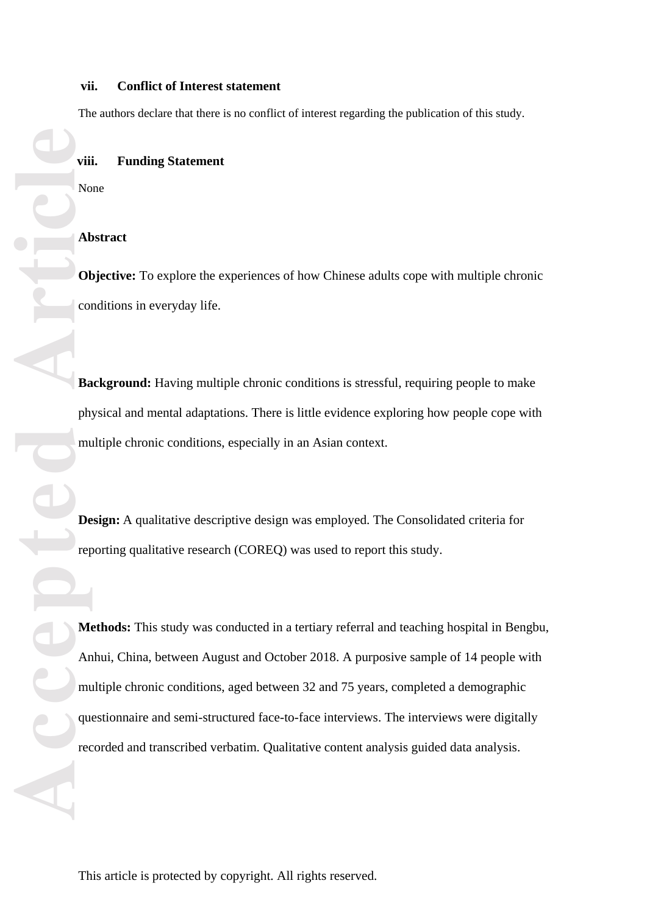### vii. Conflict of Interest statement

The authors declare that there is no conflict of interest regarding the publication of this study.

### viii. Funding Statement

None

### Abstract

**Objective:** To explore the experiences of how Chinese adults cope with multiple chronic conditions in everyday life.

**Background:** Having multiple chronic conditions is stressful, requiring people to make physical and mental adaptations. There is little evidence exploring how people cope with multiple chronic conditions, especially in an Asian context.

**Design:** A qualitative descriptive design was employed. The Consolidated criteria for reporting qualitative research (COREQ) was used to report this study.

**Methods:** This study was conducted in a tertiary referral and teaching hospital in Bengbu, Anhui, China, between August and October 2018. A purposive sample of 14 people with multiple chronic conditions, aged between 32 and 75 years, completed a demographic questionnaire and semi-structured face-to-face interviews. The interviews were digitally recorded and transcribed verbatim. Qualitative content analysis guided data analysis.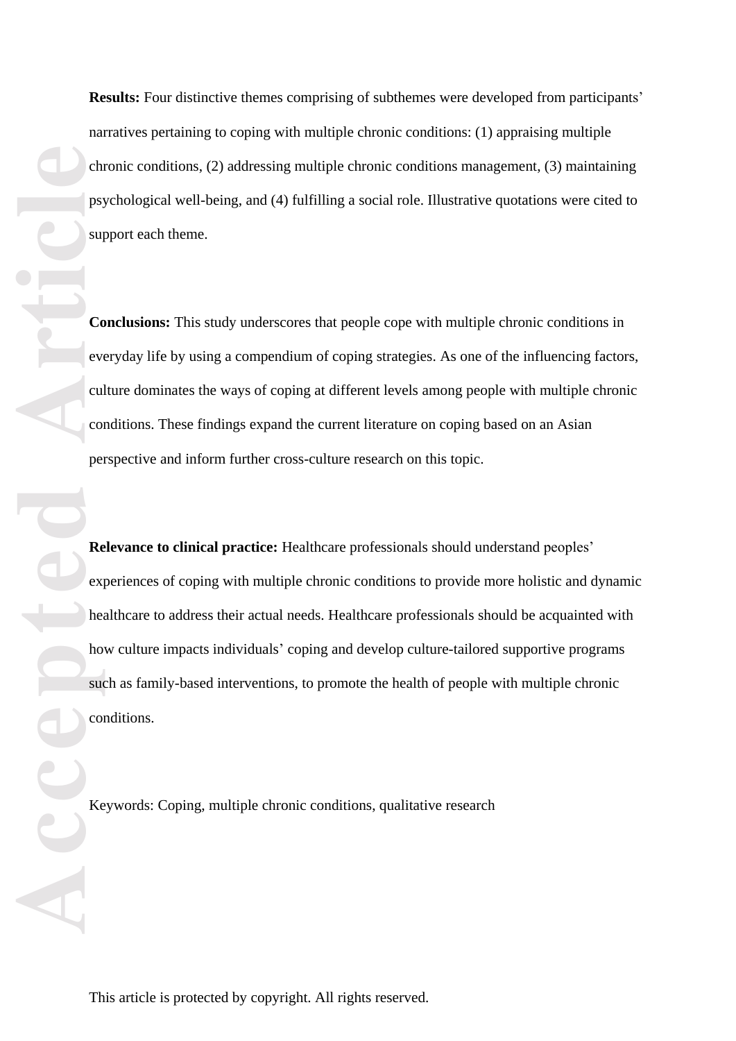**Results:** Four distinctive themes comprising of subthemes were developed from participants' narratives pertaining to coping with multiple chronic conditions: (1) appraising multiple chronic conditions, (2) addressing multiple chronic conditions management, (3) maintaining psychological well-being, and (4) fulfilling a social role. Illustrative quotations were cited to support each theme.

**Conclusions:** This study underscores that people cope with multiple chronic conditions in everyday life by using a compendium of coping strategies. As one of the influencing factors, culture dominates the ways of coping at different levels among people with multiple chronic conditions. These findings expand the current literature on coping based on an Asian perspective and inform further cross-culture research on this topic.

**Relevance to clinical practice:** Healthcare professionals should understand peoples' experiences of coping with multiple chronic conditions to provide more holistic and dynamic healthcare to address their actual needs. Healthcare professionals should be acquainted with how culture impacts individuals' coping and develop culture-tailored supportive programs such as family-based interventions, to promote the health of people with multiple chronic conditions.

Keywords: Coping, multiple chronic conditions, qualitative research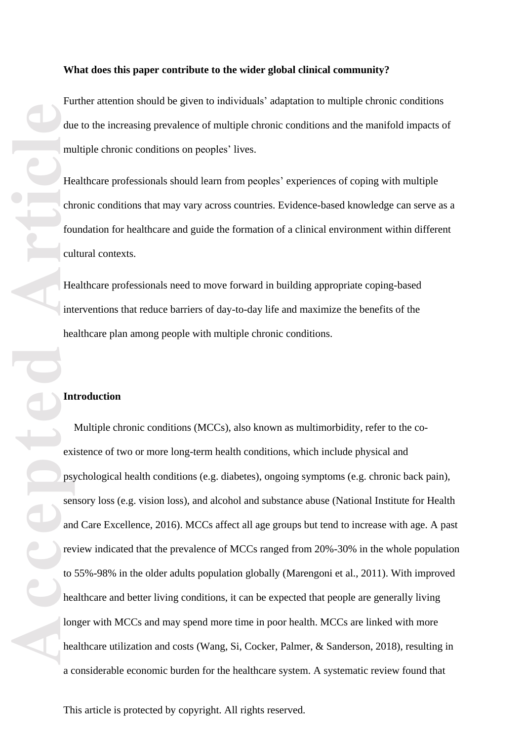**What does this paper contribute to the wider global clinical community?**

Further attention should be given to individuals' adaptation to multiple chronic conditions due to the increasing prevalence of multiple chronic conditions and the manifold impacts of multiple chronic conditions on peoples' lives.

Healthcare professionals should learn from peoples' experiences of coping with multiple chronic conditions that may vary across countries. Evidence-based knowledge can serve as a foundation for healthcare and guide the formation of a clinical environment within different cultural contexts.

Healthcare professionals need to move forward in building appropriate coping-based interventions that reduce barriers of day-to-day life and maximize the benefits of the healthcare plan among people with multiple chronic conditions.

## Introduction

Multiple chronic conditions (MCCs), also known as multimorbidity, refer to the co-existence of two or more long-term health conditions, which include physical and psychological health conditions (e.g. diabetes), ongoing symptoms (e.g. chronic back pain), sensory loss (e.g. vision loss), and alcohol and substance abuse (National Institute for Health and Care Excellence, 2016). MCCs affect all age groups but tend to increase with age. A past review indicated that the prevalence of MCCs ranged from 20%-30% in the whole population to 55%-98% in the older adults population globally (Marengoni et al., 2011). With improved healthcare and better living conditions, it can be expected that people are generally living longer with MCCs and may spend more time in poor health. MCCs are linked with more healthcare utilization and costs (Wang, Si, Cocker, Palmer, & Sanderson, 2018), resulting in a considerable economic burden for the healthcare system. A systematic review found that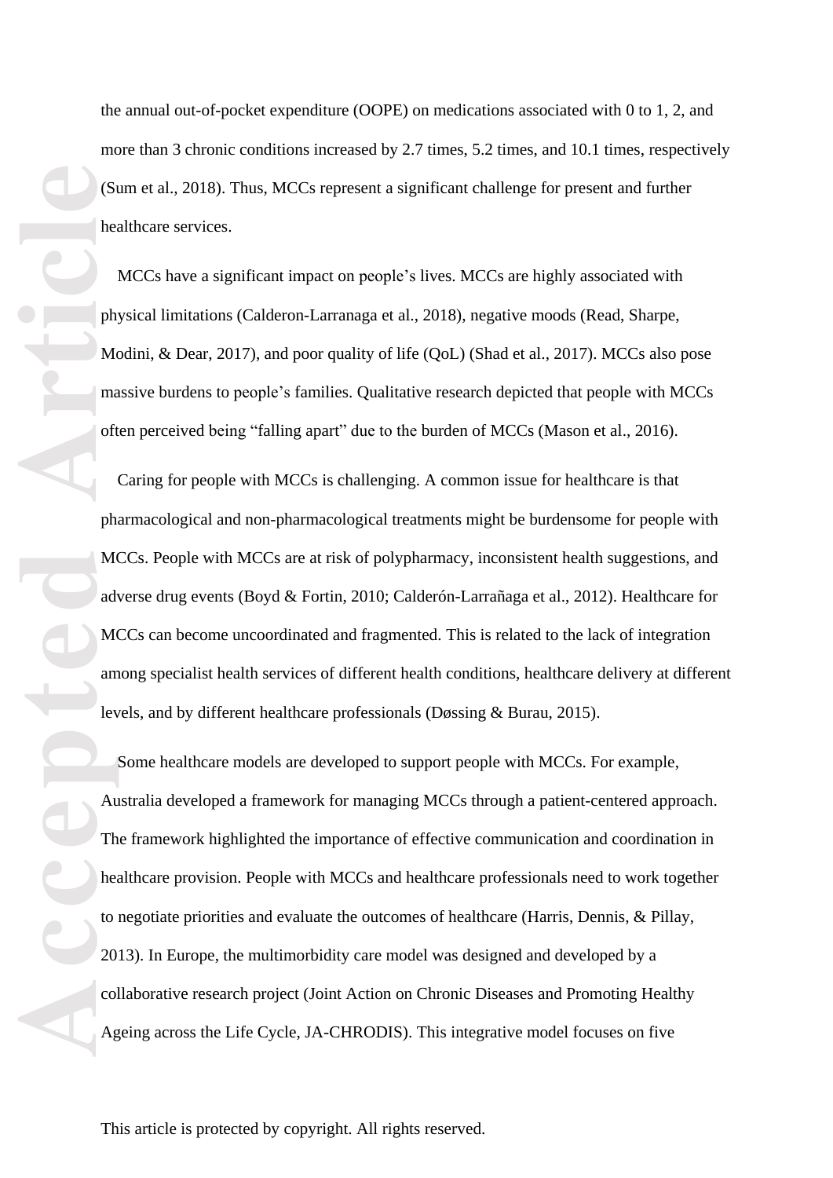the annual out-of-pocket expenditure (OOPE) on medications associated with 0 to 1, 2, and more than 3 chronic conditions increased by 2.7 times, 5.2 times, and 10.1 times, respectively (Sum et al., 2018). Thus, MCCs represent a significant challenge for present and further healthcare services.

MCCs have a significant impact on people's lives. MCCs are highly associated with physical limitations (Calderon-Larranaga et al., 2018), negative moods (Read, Sharpe, Modini, & Dear, 2017), and poor quality of life (QoL) (Shad et al., 2017). MCCs also pose massive burdens to people's families. Qualitative research depicted that people with MCCs often perceived being "falling apart" due to the burden of MCCs (Mason et al., 2016).

Caring for people with MCCs is challenging. A common issue for healthcare is that pharmacological and non-pharmacological treatments might be burdensome for people with MCCs. People with MCCs are at risk of polypharmacy, inconsistent health suggestions, and adverse drug events (Boyd & Fortin, 2010; Calderón-Larrañaga et al., 2012). Healthcare for MCCs can become uncoordinated and fragmented. This is related to the lack of integration among specialist health services of different health conditions, healthcare delivery at different levels, and by different healthcare professionals (Døssing & Burau, 2015).

Some healthcare models are developed to support people with MCCs. For example, Australia developed a framework for managing MCCs through a patient-centered approach. The framework highlighted the importance of effective communication and coordination in healthcare provision. People with MCCs and healthcare professionals need to work together to negotiate priorities and evaluate the outcomes of healthcare (Harris, Dennis, & Pillay, 2013). In Europe, the multimorbidity care model was designed and developed by a collaborative research project (Joint Action on Chronic Diseases and Promoting Healthy Ageing across the Life Cycle, JA-CHRODIS). This integrative model focuses on five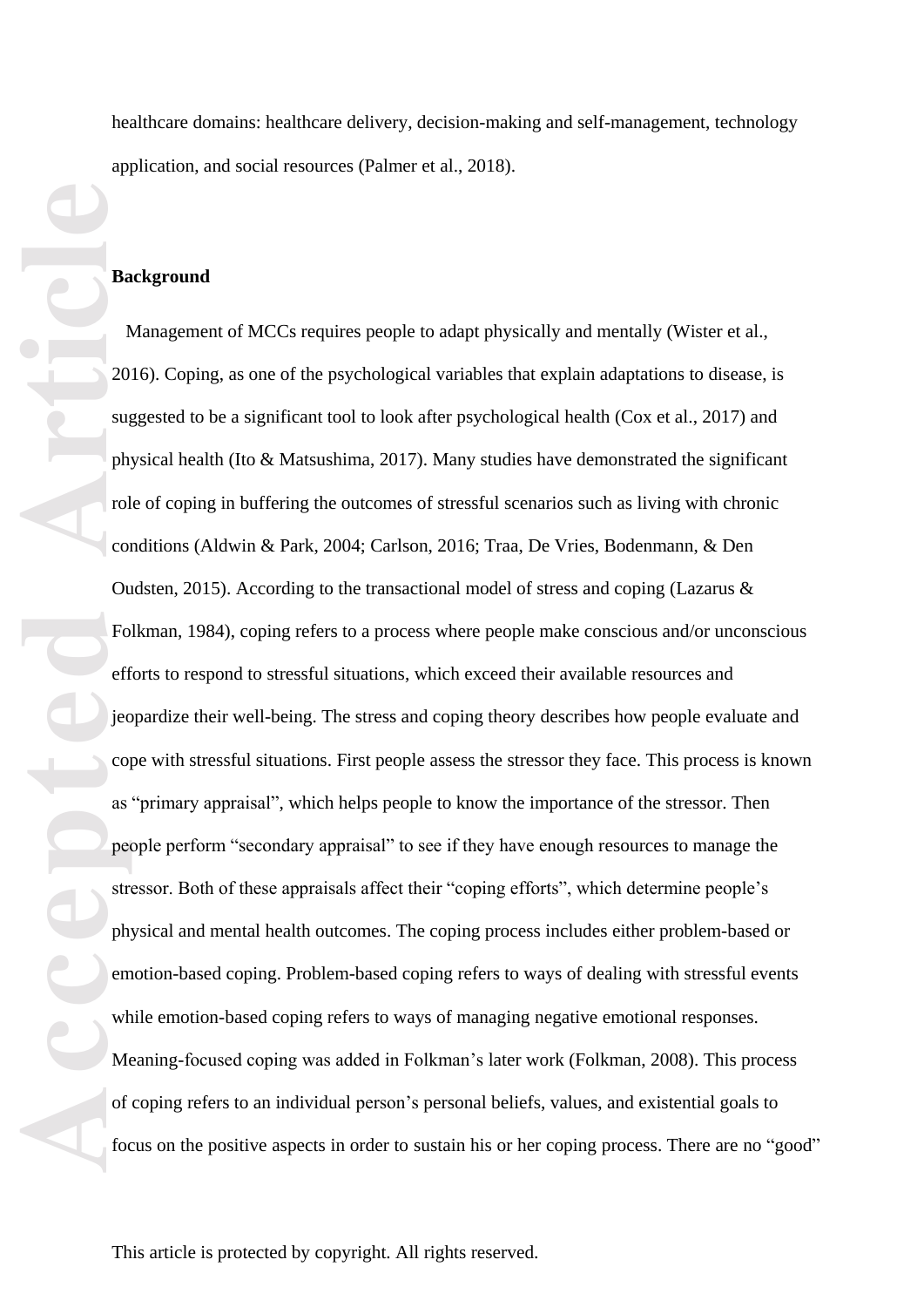healthcare domains: healthcare delivery, decision-making and self-management, technology application, and social resources (Palmer et al., 2018).

## Background

Management of MCCs requires people to adapt physically and mentally (Wister et al., 2016). Coping, as one of the psychological variables that explain adaptations to disease, is suggested to be a significant tool to look after psychological health (Cox et al., 2017) and physical health (Ito & Matsushima, 2017). Many studies have demonstrated the significant role of coping in buffering the outcomes of stressful scenarios such as living with chronic conditions (Aldwin & Park, 2004; Carlson, 2016; Traa, De Vries, Bodenmann, & Den Oudsten, 2015). According to the transactional model of stress and coping (Lazarus & Folkman, 1984), coping refers to a process where people make conscious and/or unconscious efforts to respond to stressful situations, which exceed their available resources and jeopardize their well-being. The stress and coping theory describes how people evaluate and cope with stressful situations. First people assess the stressor they face. This process is known as "primary appraisal", which helps people to know the importance of the stressor. Then people perform "secondary appraisal" to see if they have enough resources to manage the stressor. Both of these appraisals affect their "coping efforts", which determine people's physical and mental health outcomes. The coping process includes either problem-based or emotion-based coping. Problem-based coping refers to ways of dealing with stressful events while emotion-based coping refers to ways of managing negative emotional responses. Meaning-focused coping was added in Folkman's later work (Folkman, 2008). This process of coping refers to an individual person's personal beliefs, values, and existential goals to focus on the positive aspects in order to sustain his or her coping process. There are no "good"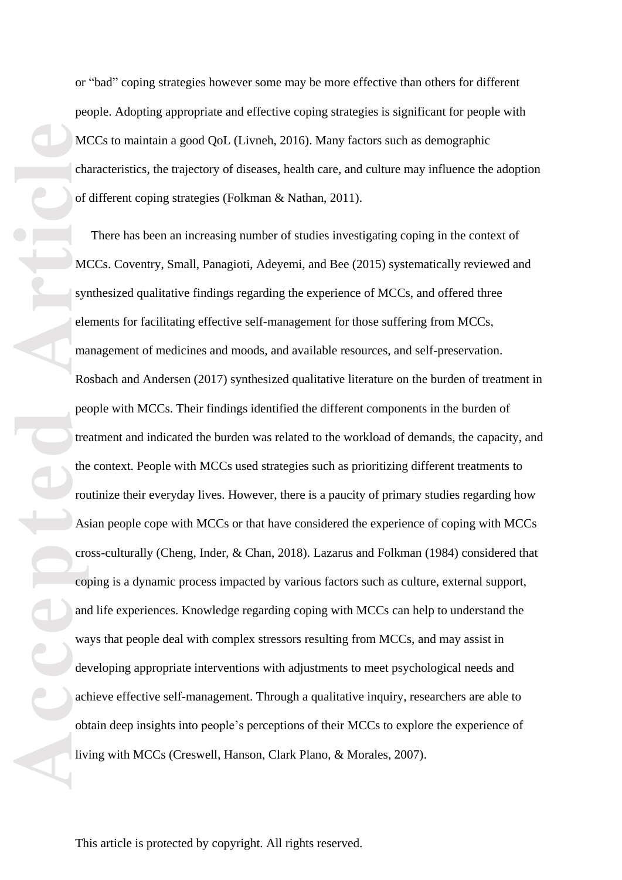or "bad" coping strategies however some may be more effective than others for different people. Adopting appropriate and effective coping strategies is significant for people with MCCs to maintain a good QoL (Livneh, 2016). Many factors such as demographic characteristics, the trajectory of diseases, health care, and culture may influence the adoption of different coping strategies (Folkman & Nathan, 2011).

There has been an increasing number of studies investigating coping in the context of MCCs. Coventry, Small, Panagioti, Adeyemi, and Bee (2015) systematically reviewed and synthesized qualitative findings regarding the experience of MCCs, and offered three elements for facilitating effective self-management for those suffering from MCCs, management of medicines and moods, and available resources, and self-preservation. Rosbach and Andersen (2017) synthesized qualitative literature on the burden of treatment in people with MCCs. Their findings identified the different components in the burden of treatment and indicated the burden was related to the workload of demands, the capacity, and the context. People with MCCs used strategies such as prioritizing different treatments to routinize their everyday lives. However, there is a paucity of primary studies regarding how Asian people cope with MCCs or that have considered the experience of coping with MCCs cross-culturally (Cheng, Inder, & Chan, 2018). Lazarus and Folkman (1984) considered that coping is a dynamic process impacted by various factors such as culture, external support, and life experiences. Knowledge regarding coping with MCCs can help to understand the ways that people deal with complex stressors resulting from MCCs, and may assist in developing appropriate interventions with adjustments to meet psychological needs and achieve effective self-management. Through a qualitative inquiry, researchers are able to obtain deep insights into people's perceptions of their MCCs to explore the experience of living with MCCs (Creswell, Hanson, Clark Plano, & Morales, 2007).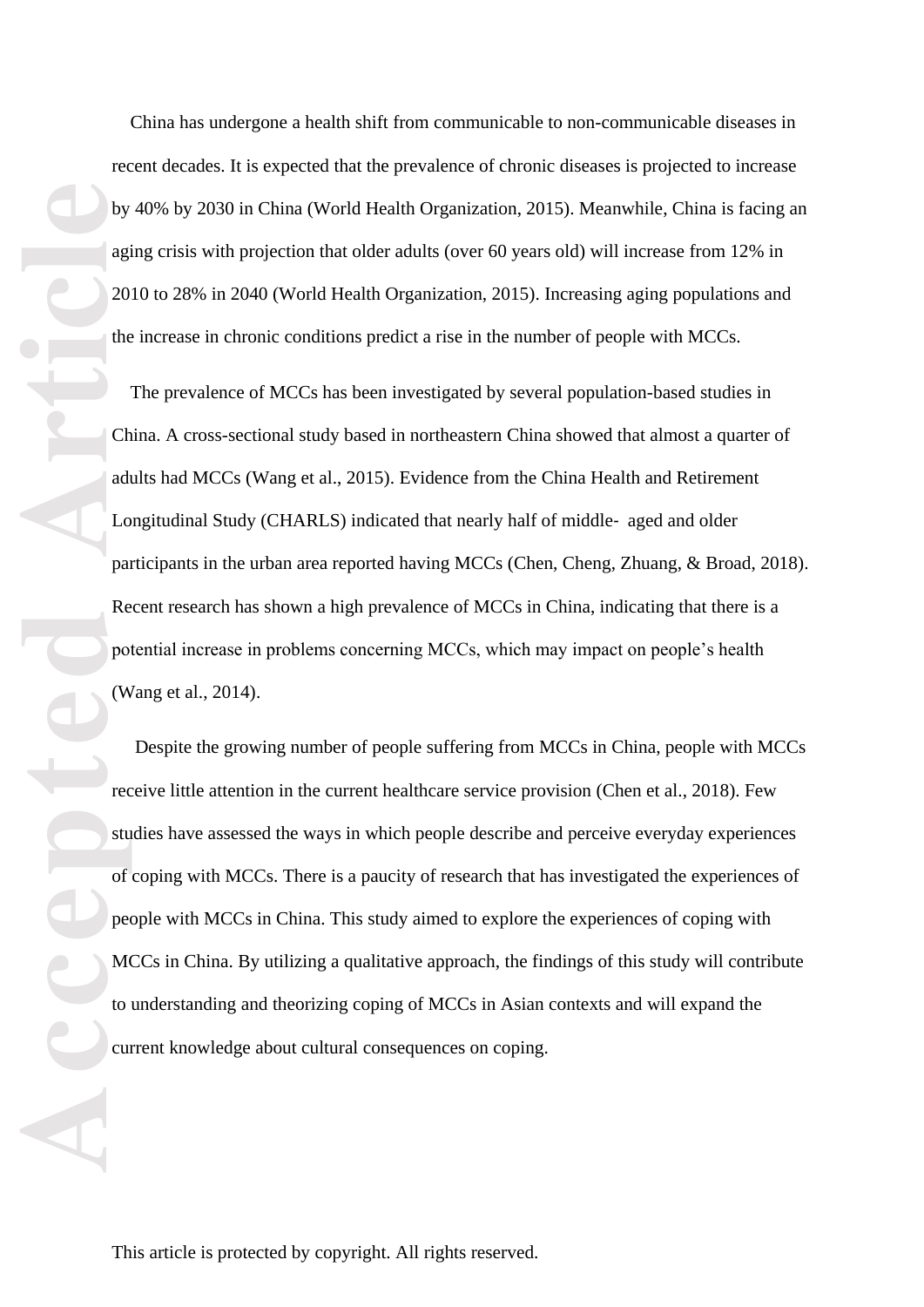China has undergone a health shift from communicable to non-communicable diseases in recent decades. It is expected that the prevalence of chronic diseases is projected to increase by 40% by 2030 in China (World Health Organization, 2015). Meanwhile, China is facing an aging crisis with projection that older adults (over 60 years old) will increase from 12% in 2010 to 28% in 2040 (World Health Organization, 2015). Increasing aging populations and the increase in chronic conditions predict a rise in the number of people with MCCs.

The prevalence of MCCs has been investigated by several population-based studies in China. A cross-sectional study based in northeastern China showed that almost a quarter of adults had MCCs (Wang et al., 2015). Evidence from the China Health and Retirement Longitudinal Study (CHARLS) indicated that nearly half of middle- aged and older participants in the urban area reported having MCCs (Chen, Cheng, Zhuang, & Broad, 2018). Recent research has shown a high prevalence of MCCs in China, indicating that there is a potential increase in problems concerning MCCs, which may impact on people's health (Wang et al., 2014).

Despite the growing number of people suffering from MCCs in China, people with MCCs receive little attention in the current healthcare service provision (Chen et al., 2018). Few studies have assessed the ways in which people describe and perceive everyday experiences of coping with MCCs. There is a paucity of research that has investigated the experiences of people with MCCs in China. This study aimed to explore the experiences of coping with MCCs in China. By utilizing a qualitative approach, the findings of this study will contribute to understanding and theorizing coping of MCCs in Asian contexts and will expand the current knowledge about cultural consequences on coping.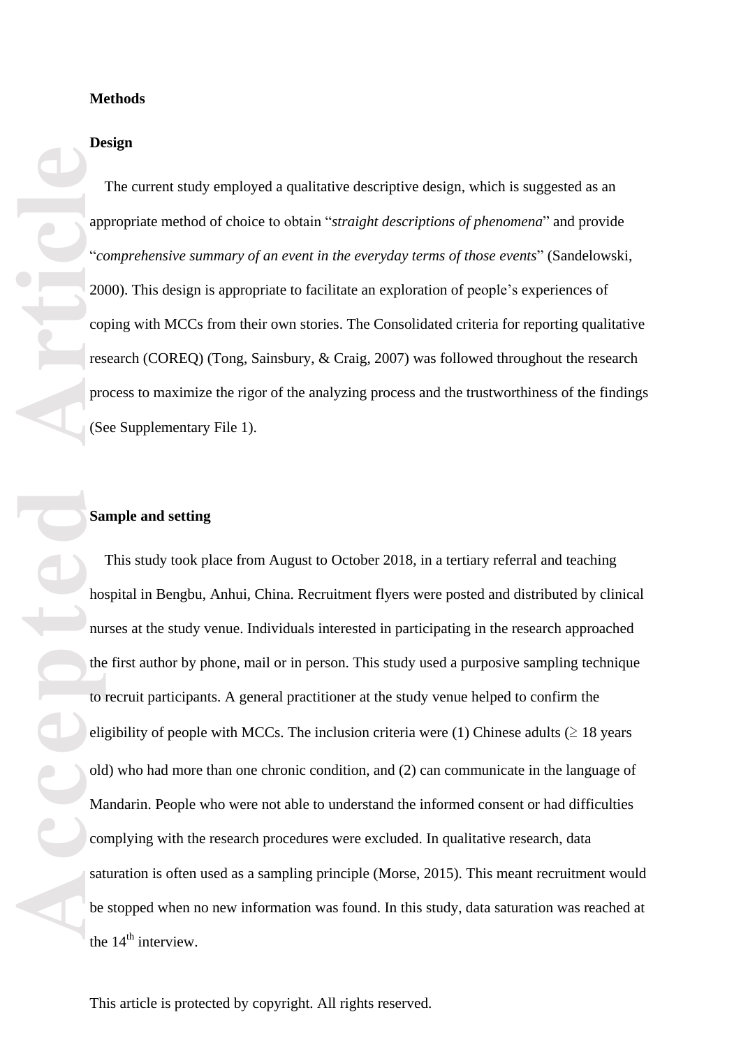## Methods

### Design

The current study employed a qualitative descriptive design, which is suggested as an appropriate method of choice to obtain "*straight descriptions of phenomena*" and provide "*comprehensive summary of an event in the everyday terms of those events*" (Sandelowski, 2000). This design is appropriate to facilitate an exploration of people's experiences of coping with MCCs from their own stories. The Consolidated criteria for reporting qualitative research (COREQ) (Tong, Sainsbury, & Craig, 2007) was followed throughout the research process to maximize the rigor of the analyzing process and the trustworthiness of the findings (See Supplementary File 1).

### Sample and setting

This study took place from August to October 2018, in a tertiary referral and teaching hospital in Bengbu, Anhui, China. Recruitment flyers were posted and distributed by clinical nurses at the study venue. Individuals interested in participating in the research approached the first author by phone, mail or in person. This study used a purposive sampling technique to recruit participants. A general practitioner at the study venue helped to confirm the eligibility of people with MCCs. The inclusion criteria were (1) Chinese adults ($\geq$ 18 years old) who had more than one chronic condition, and (2) can communicate in the language of Mandarin. People who were not able to understand the informed consent or had difficulties complying with the research procedures were excluded. In qualitative research, data saturation is often used as a sampling principle (Morse, 2015). This meant recruitment would be stopped when no new information was found. In this study, data saturation was reached at the 14$^{th}$ interview.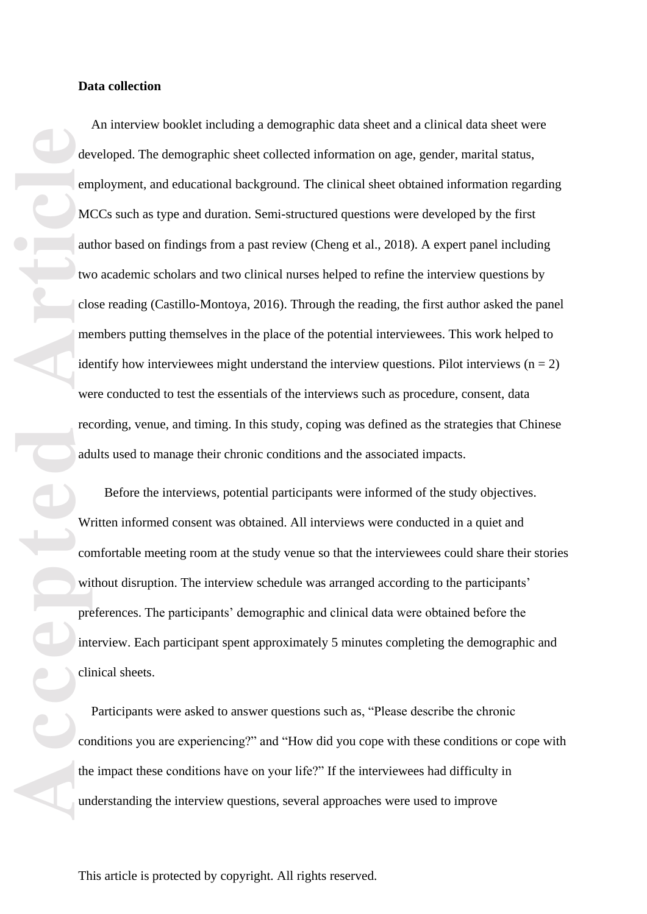**Data collection**

An interview booklet including a demographic data sheet and a clinical data sheet were developed. The demographic sheet collected information on age, gender, marital status, employment, and educational background. The clinical sheet obtained information regarding MCCs such as type and duration. Semi-structured questions were developed by the first author based on findings from a past review (Cheng et al., 2018). A expert panel including two academic scholars and two clinical nurses helped to refine the interview questions by close reading (Castillo-Montoya, 2016). Through the reading, the first author asked the panel members putting themselves in the place of the potential interviewees. This work helped to identify how interviewees might understand the interview questions. Pilot interviews (n = 2) were conducted to test the essentials of the interviews such as procedure, consent, data recording, venue, and timing. In this study, coping was defined as the strategies that Chinese adults used to manage their chronic conditions and the associated impacts.

Before the interviews, potential participants were informed of the study objectives. Written informed consent was obtained. All interviews were conducted in a quiet and comfortable meeting room at the study venue so that the interviewees could share their stories without disruption. The interview schedule was arranged according to the participants' preferences. The participants' demographic and clinical data were obtained before the interview. Each participant spent approximately 5 minutes completing the demographic and clinical sheets.

Participants were asked to answer questions such as, "Please describe the chronic conditions you are experiencing?" and "How did you cope with these conditions or cope with the impact these conditions have on your life?" If the interviewees had difficulty in understanding the interview questions, several approaches were used to improve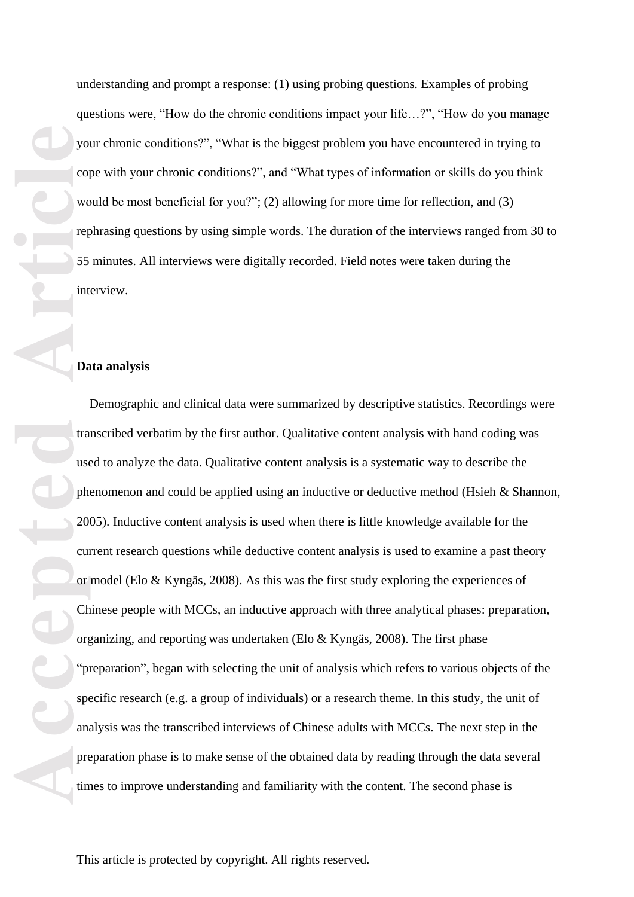understanding and prompt a response: (1) using probing questions. Examples of probing questions were, "How do the chronic conditions impact your life…?", "How do you manage your chronic conditions?", "What is the biggest problem you have encountered in trying to cope with your chronic conditions?", and "What types of information or skills do you think would be most beneficial for you?"; (2) allowing for more time for reflection, and (3) rephrasing questions by using simple words. The duration of the interviews ranged from 30 to 55 minutes. All interviews were digitally recorded. Field notes were taken during the interview.

**Data analysis**

Demographic and clinical data were summarized by descriptive statistics. Recordings were transcribed verbatim by the first author. Qualitative content analysis with hand coding was used to analyze the data. Qualitative content analysis is a systematic way to describe the phenomenon and could be applied using an inductive or deductive method (Hsieh & Shannon, 2005). Inductive content analysis is used when there is little knowledge available for the current research questions while deductive content analysis is used to examine a past theory or model (Elo & Kyngäs, 2008). As this was the first study exploring the experiences of Chinese people with MCCs, an inductive approach with three analytical phases: preparation, organizing, and reporting was undertaken (Elo & Kyngäs, 2008). The first phase "preparation", began with selecting the unit of analysis which refers to various objects of the specific research (e.g. a group of individuals) or a research theme. In this study, the unit of analysis was the transcribed interviews of Chinese adults with MCCs. The next step in the preparation phase is to make sense of the obtained data by reading through the data several times to improve understanding and familiarity with the content. The second phase is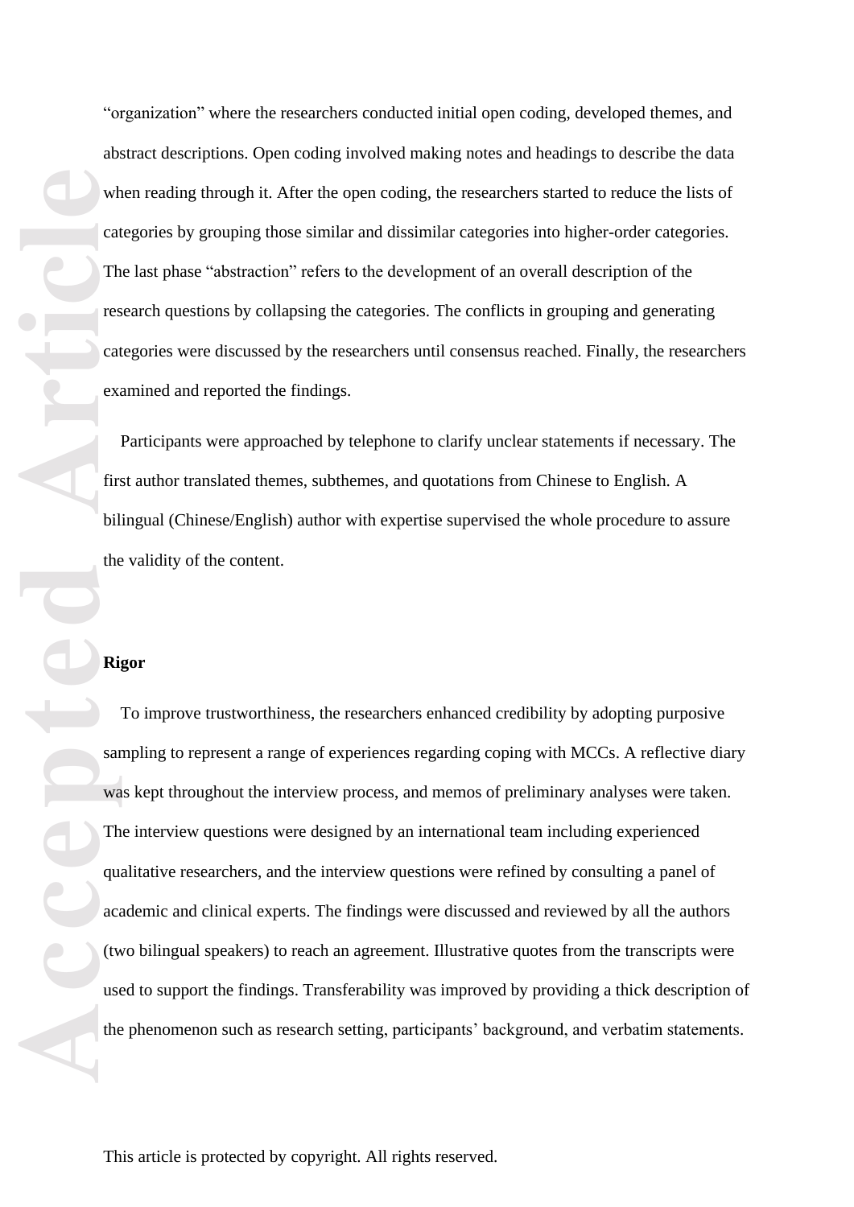"organization" where the researchers conducted initial open coding, developed themes, and abstract descriptions. Open coding involved making notes and headings to describe the data when reading through it. After the open coding, the researchers started to reduce the lists of categories by grouping those similar and dissimilar categories into higher-order categories. The last phase "abstraction" refers to the development of an overall description of the research questions by collapsing the categories. The conflicts in grouping and generating categories were discussed by the researchers until consensus reached. Finally, the researchers examined and reported the findings.

Participants were approached by telephone to clarify unclear statements if necessary. The first author translated themes, subthemes, and quotations from Chinese to English. A bilingual (Chinese/English) author with expertise supervised the whole procedure to assure the validity of the content.

**Rigor**

To improve trustworthiness, the researchers enhanced credibility by adopting purposive sampling to represent a range of experiences regarding coping with MCCs. A reflective diary was kept throughout the interview process, and memos of preliminary analyses were taken. The interview questions were designed by an international team including experienced qualitative researchers, and the interview questions were refined by consulting a panel of academic and clinical experts. The findings were discussed and reviewed by all the authors (two bilingual speakers) to reach an agreement. Illustrative quotes from the transcripts were used to support the findings. Transferability was improved by providing a thick description of the phenomenon such as research setting, participants' background, and verbatim statements.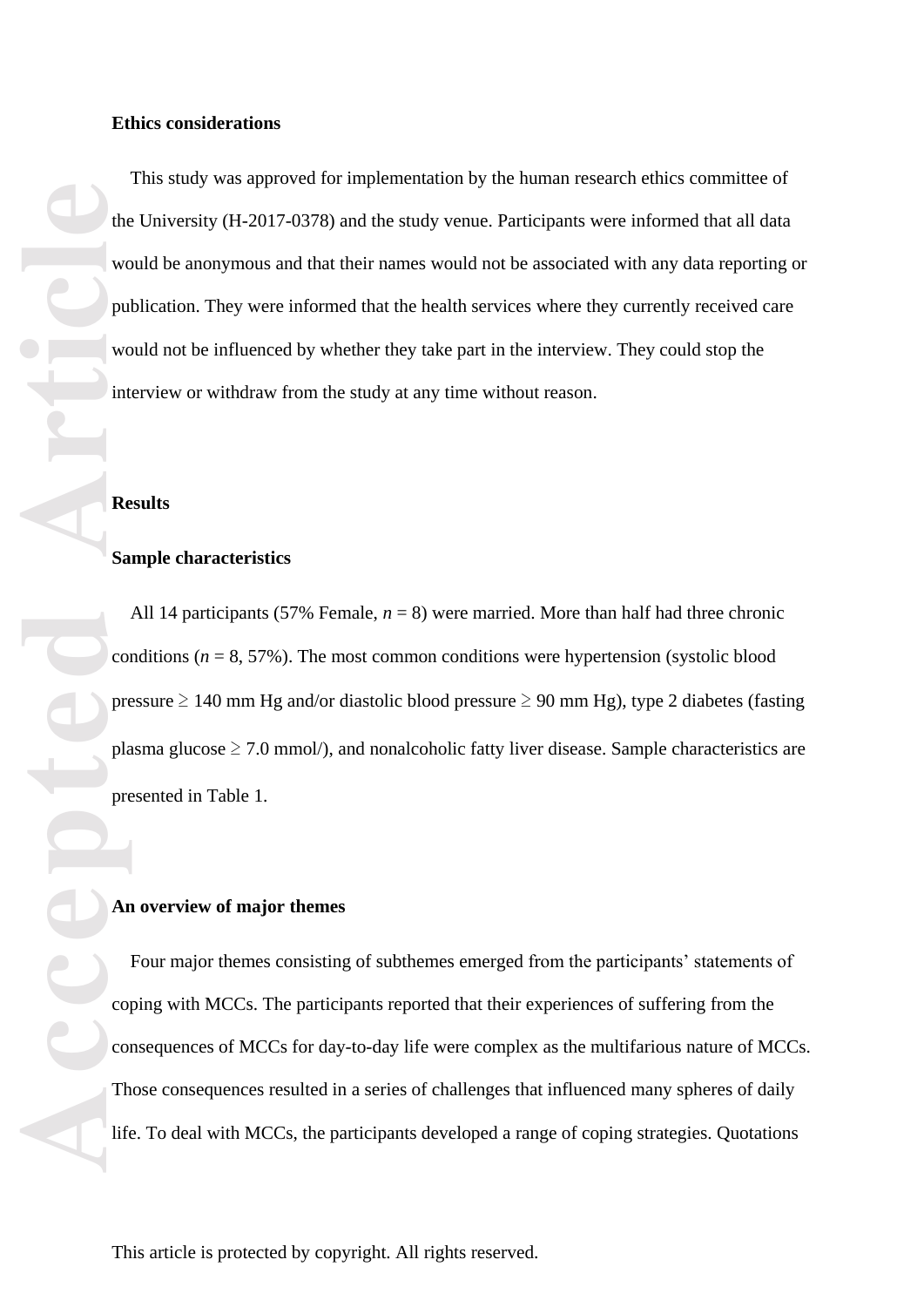**Ethics considerations**

This study was approved for implementation by the human research ethics committee of the University (H-2017-0378) and the study venue. Participants were informed that all data would be anonymous and that their names would not be associated with any data reporting or publication. They were informed that the health services where they currently received care would not be influenced by whether they take part in the interview. They could stop the interview or withdraw from the study at any time without reason.

**Results**

**Sample characteristics**

All 14 participants (57% Female, $n$ = 8) were married. More than half had three chronic conditions ($n$ = 8, 57%). The most common conditions were hypertension (systolic blood pressure ≥ 140 mm Hg and/or diastolic blood pressure ≥ 90 mm Hg), type 2 diabetes (fasting plasma glucose ≥ 7.0 mmol/), and nonalcoholic fatty liver disease. Sample characteristics are presented in Table 1.

**An overview of major themes**

Four major themes consisting of subthemes emerged from the participants' statements of coping with MCCs. The participants reported that their experiences of suffering from the consequences of MCCs for day-to-day life were complex as the multifarious nature of MCCs. Those consequences resulted in a series of challenges that influenced many spheres of daily life. To deal with MCCs, the participants developed a range of coping strategies. Quotations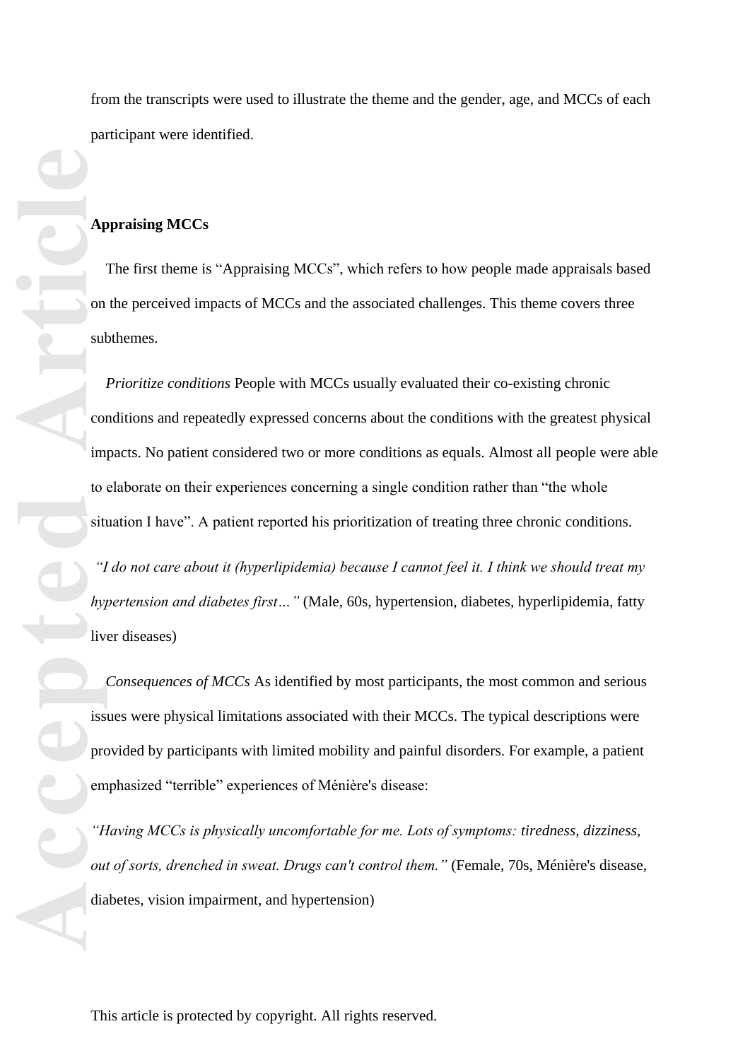from the transcripts were used to illustrate the theme and the gender, age, and MCCs of each participant were identified.

**Appraising MCCs**

The first theme is "Appraising MCCs", which refers to how people made appraisals based on the perceived impacts of MCCs and the associated challenges. This theme covers three subthemes.

*Prioritize conditions* People with MCCs usually evaluated their co-existing chronic conditions and repeatedly expressed concerns about the conditions with the greatest physical impacts. No patient considered two or more conditions as equals. Almost all people were able to elaborate on their experiences concerning a single condition rather than "the whole situation I have". A patient reported his prioritization of treating three chronic conditions.

*"I do not care about it (hyperlipidemia) because I cannot feel it. I think we should treat my hypertension and diabetes first…"* (Male, 60s, hypertension, diabetes, hyperlipidemia, fatty liver diseases)

*Consequences of MCCs* As identified by most participants, the most common and serious issues were physical limitations associated with their MCCs. The typical descriptions were provided by participants with limited mobility and painful disorders. For example, a patient emphasized "terrible" experiences of Ménière's disease:

*"Having MCCs is physically uncomfortable for me. Lots of symptoms: tiredness, dizziness, out of sorts, drenched in sweat. Drugs can't control them."* (Female, 70s, Ménière's disease, diabetes, vision impairment, and hypertension)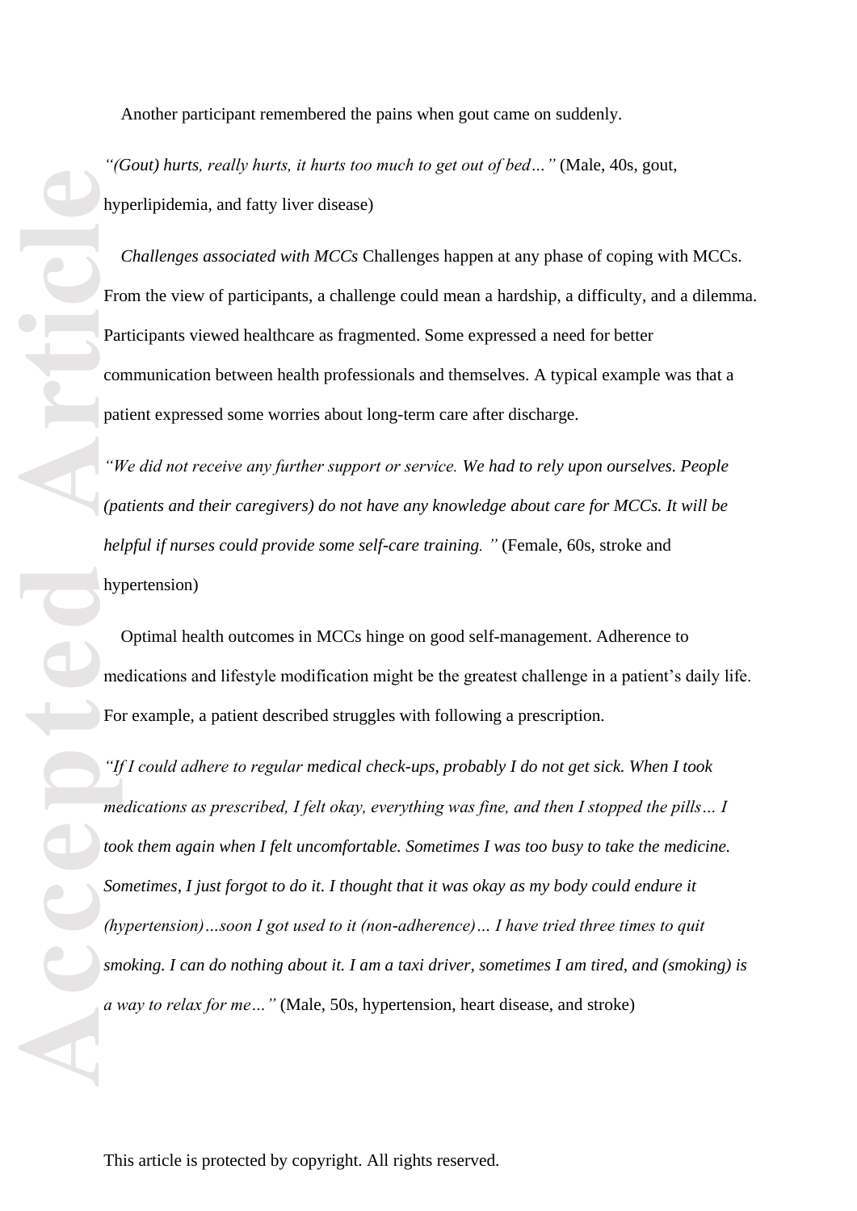Another participant remembered the pains when gout came on suddenly.

*"(Gout) hurts, really hurts, it hurts too much to get out of bed…"* (Male, 40s, gout, hyperlipidemia, and fatty liver disease)

*Challenges associated with MCCs* Challenges happen at any phase of coping with MCCs. From the view of participants, a challenge could mean a hardship, a difficulty, and a dilemma. Participants viewed healthcare as fragmented. Some expressed a need for better communication between health professionals and themselves. A typical example was that a patient expressed some worries about long-term care after discharge.

*"We did not receive any further support or service. We had to rely upon ourselves. People (patients and their caregivers) do not have any knowledge about care for MCCs. It will be helpful if nurses could provide some self-care training."* (Female, 60s, stroke and hypertension)

Optimal health outcomes in MCCs hinge on good self-management. Adherence to medications and lifestyle modification might be the greatest challenge in a patient's daily life. For example, a patient described struggles with following a prescription.

*"If I could adhere to regular medical check-ups, probably I do not get sick. When I took medications as prescribed, I felt okay, everything was fine, and then I stopped the pills… I took them again when I felt uncomfortable. Sometimes I was too busy to take the medicine. Sometimes, I just forgot to do it. I thought that it was okay as my body could endure it (hypertension)…soon I got used to it (non-adherence)… I have tried three times to quit smoking. I can do nothing about it. I am a taxi driver, sometimes I am tired, and (smoking) is a way to relax for me…"* (Male, 50s, hypertension, heart disease, and stroke)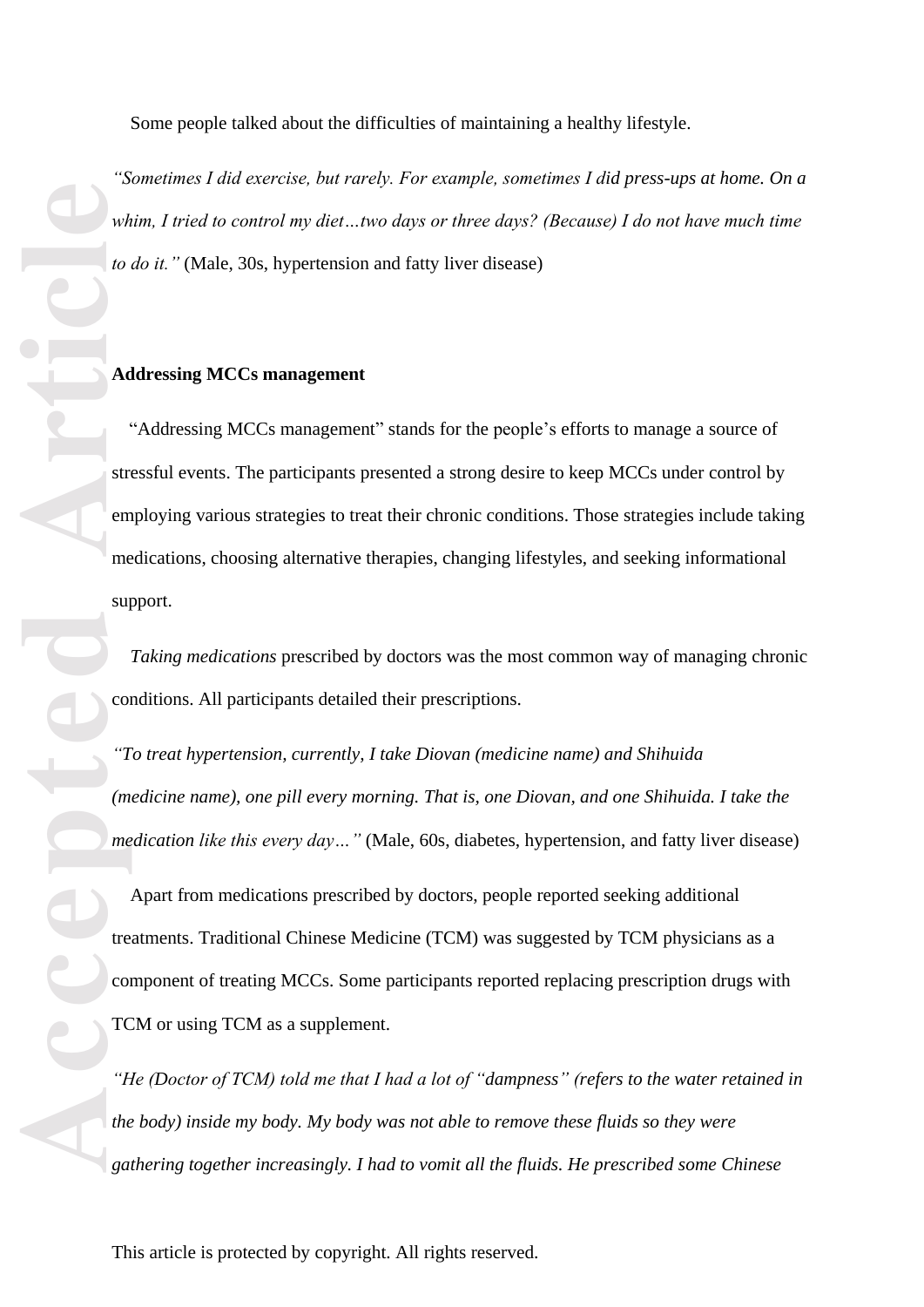Some people talked about the difficulties of maintaining a healthy lifestyle.

*"Sometimes I did exercise, but rarely. For example, sometimes I did press-ups at home. On a whim, I tried to control my diet…two days or three days? (Because) I do not have much time to do it."* (Male, 30s, hypertension and fatty liver disease)

**Addressing MCCs management**

"Addressing MCCs management" stands for the people's efforts to manage a source of stressful events. The participants presented a strong desire to keep MCCs under control by employing various strategies to treat their chronic conditions. Those strategies include taking medications, choosing alternative therapies, changing lifestyles, and seeking informational support.

*Taking medications* prescribed by doctors was the most common way of managing chronic conditions. All participants detailed their prescriptions.

*"To treat hypertension, currently, I take Diovan (medicine name) and Shihuida (medicine name), one pill every morning. That is, one Diovan, and one Shihuida. I take the medication like this every day…"* (Male, 60s, diabetes, hypertension, and fatty liver disease)

Apart from medications prescribed by doctors, people reported seeking additional treatments. Traditional Chinese Medicine (TCM) was suggested by TCM physicians as a component of treating MCCs. Some participants reported replacing prescription drugs with TCM or using TCM as a supplement.

*"He (Doctor of TCM) told me that I had a lot of "dampness" (refers to the water retained in the body) inside my body. My body was not able to remove these fluids so they were gathering together increasingly. I had to vomit all the fluids. He prescribed some Chinese*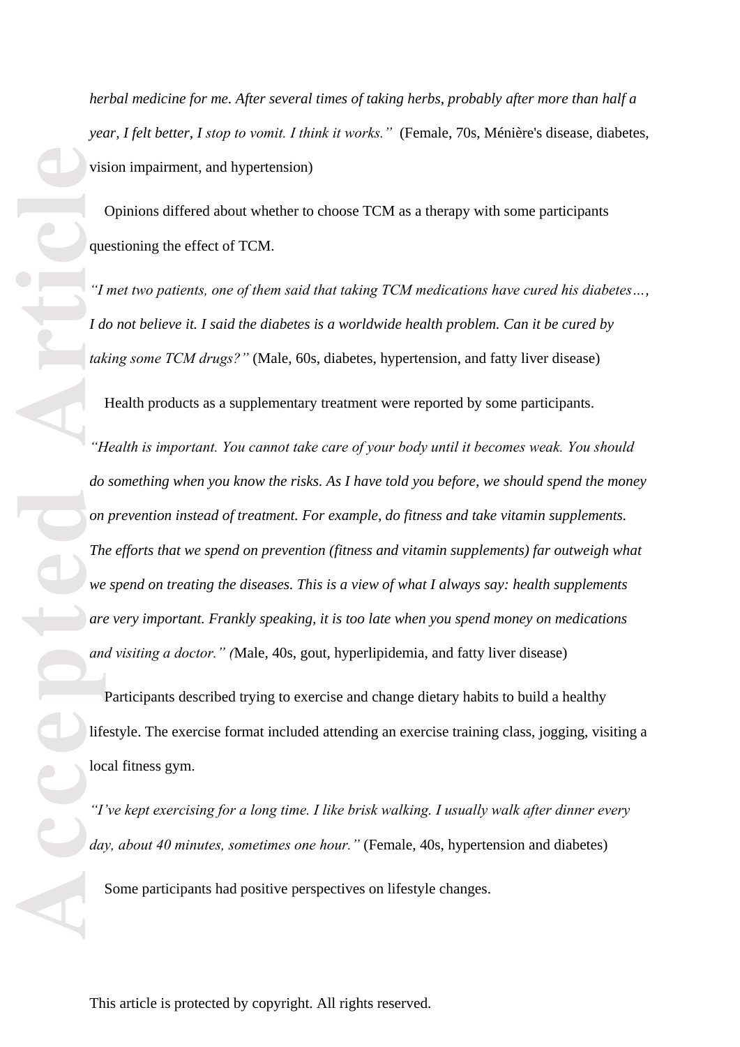*herbal medicine for me. After several times of taking herbs, probably after more than half a year, I felt better, I stop to vomit. I think it works."* (Female, 70s, Ménière's disease, diabetes, vision impairment, and hypertension)

Opinions differed about whether to choose TCM as a therapy with some participants questioning the effect of TCM.

*"I met two patients, one of them said that taking TCM medications have cured his diabetes…, I do not believe it. I said the diabetes is a worldwide health problem. Can it be cured by taking some TCM drugs?"* (Male, 60s, diabetes, hypertension, and fatty liver disease)

Health products as a supplementary treatment were reported by some participants.

*"Health is important. You cannot take care of your body until it becomes weak. You should do something when you know the risks. As I have told you before, we should spend the money on prevention instead of treatment. For example, do fitness and take vitamin supplements. The efforts that we spend on prevention (fitness and vitamin supplements) far outweigh what we spend on treating the diseases. This is a view of what I always say: health supplements are very important. Frankly speaking, it is too late when you spend money on medications and visiting a doctor." (*Male, 40s, gout, hyperlipidemia, and fatty liver disease)

Participants described trying to exercise and change dietary habits to build a healthy lifestyle. The exercise format included attending an exercise training class, jogging, visiting a local fitness gym.

*"I've kept exercising for a long time. I like brisk walking. I usually walk after dinner every day, about 40 minutes, sometimes one hour."* (Female, 40s, hypertension and diabetes)

Some participants had positive perspectives on lifestyle changes.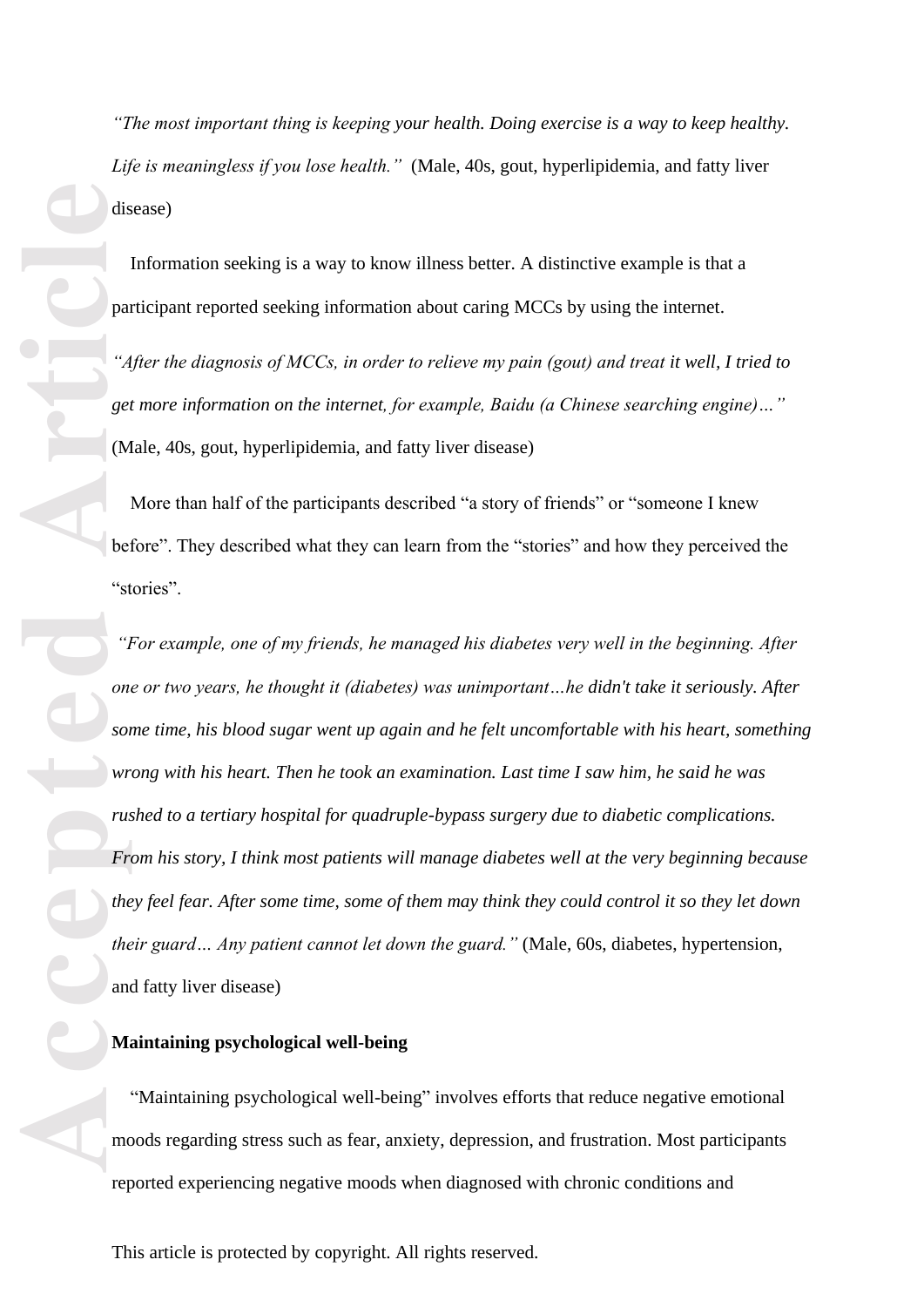*"The most important thing is keeping your health. Doing exercise is a way to keep healthy. Life is meaningless if you lose health."* (Male, 40s, gout, hyperlipidemia, and fatty liver disease)

Information seeking is a way to know illness better. A distinctive example is that a participant reported seeking information about caring MCCs by using the internet.

*"After the diagnosis of MCCs, in order to relieve my pain (gout) and treat it well, I tried to get more information on the internet, for example, Baidu (a Chinese searching engine)…"* (Male, 40s, gout, hyperlipidemia, and fatty liver disease)

More than half of the participants described "a story of friends" or "someone I knew before". They described what they can learn from the "stories" and how they perceived the "stories".

*"For example, one of my friends, he managed his diabetes very well in the beginning. After one or two years, he thought it (diabetes) was unimportant…he didn't take it seriously. After some time, his blood sugar went up again and he felt uncomfortable with his heart, something wrong with his heart. Then he took an examination. Last time I saw him, he said he was rushed to a tertiary hospital for quadruple-bypass surgery due to diabetic complications. From his story, I think most patients will manage diabetes well at the very beginning because they feel fear. After some time, some of them may think they could control it so they let down their guard… Any patient cannot let down the guard."* (Male, 60s, diabetes, hypertension, and fatty liver disease)

**Maintaining psychological well-being**

"Maintaining psychological well-being" involves efforts that reduce negative emotional moods regarding stress such as fear, anxiety, depression, and frustration. Most participants reported experiencing negative moods when diagnosed with chronic conditions and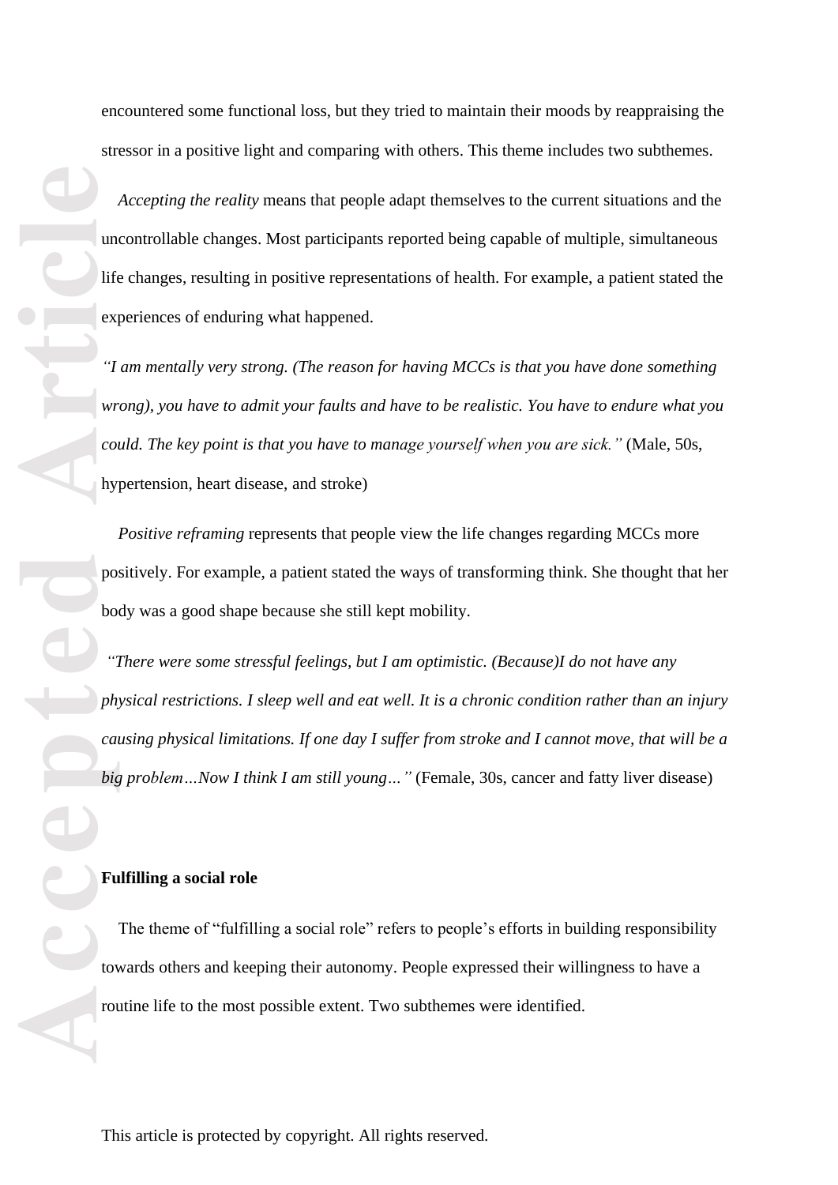encountered some functional loss, but they tried to maintain their moods by reappraising the stressor in a positive light and comparing with others. This theme includes two subthemes.

*Accepting the reality* means that people adapt themselves to the current situations and the uncontrollable changes. Most participants reported being capable of multiple, simultaneous life changes, resulting in positive representations of health. For example, a patient stated the experiences of enduring what happened.

*"I am mentally very strong. (The reason for having MCCs is that you have done something wrong), you have to admit your faults and have to be realistic. You have to endure what you could. The key point is that you have to manage yourself when you are sick."* (Male, 50s, hypertension, heart disease, and stroke)

*Positive reframing* represents that people view the life changes regarding MCCs more positively. For example, a patient stated the ways of transforming think. She thought that her body was a good shape because she still kept mobility.

*"There were some stressful feelings, but I am optimistic. (Because)I do not have any physical restrictions. I sleep well and eat well. It is a chronic condition rather than an injury causing physical limitations. If one day I suffer from stroke and I cannot move, that will be a big problem…Now I think I am still young…"* (Female, 30s, cancer and fatty liver disease)

**Fulfilling a social role**

The theme of "fulfilling a social role" refers to people's efforts in building responsibility towards others and keeping their autonomy. People expressed their willingness to have a routine life to the most possible extent. Two subthemes were identified.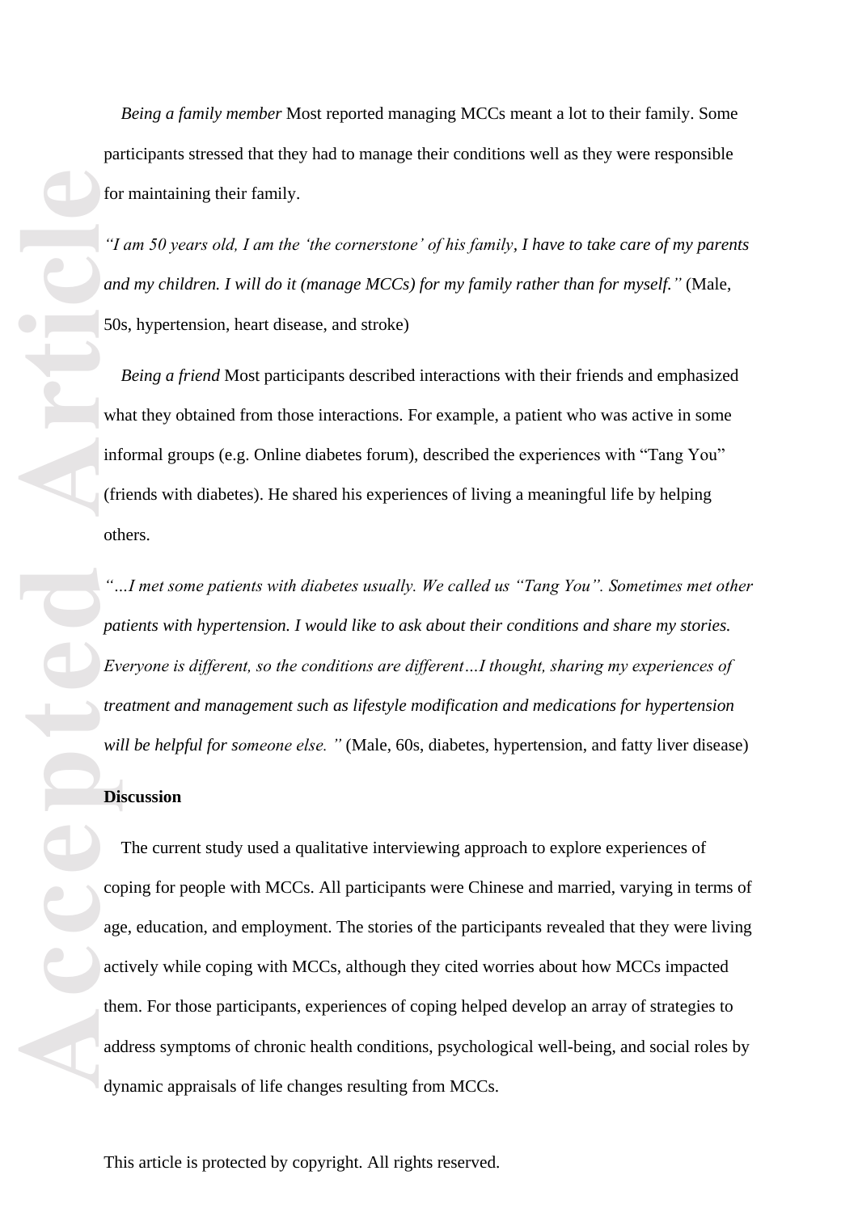*Being a family member* Most reported managing MCCs meant a lot to their family. Some participants stressed that they had to manage their conditions well as they were responsible for maintaining their family.

*"I am 50 years old, I am the 'the cornerstone' of his family, I have to take care of my parents and my children. I will do it (manage MCCs) for my family rather than for myself."* (Male, 50s, hypertension, heart disease, and stroke)

*Being a friend* Most participants described interactions with their friends and emphasized what they obtained from those interactions. For example, a patient who was active in some informal groups (e.g. Online diabetes forum), described the experiences with "Tang You" (friends with diabetes). He shared his experiences of living a meaningful life by helping others.

*"…I met some patients with diabetes usually. We called us "Tang You". Sometimes met other patients with hypertension. I would like to ask about their conditions and share my stories. Everyone is different, so the conditions are different…I thought, sharing my experiences of treatment and management such as lifestyle modification and medications for hypertension will be helpful for someone else. "* (Male, 60s, diabetes, hypertension, and fatty liver disease)

**Discussion**

The current study used a qualitative interviewing approach to explore experiences of coping for people with MCCs. All participants were Chinese and married, varying in terms of age, education, and employment. The stories of the participants revealed that they were living actively while coping with MCCs, although they cited worries about how MCCs impacted them. For those participants, experiences of coping helped develop an array of strategies to address symptoms of chronic health conditions, psychological well-being, and social roles by dynamic appraisals of life changes resulting from MCCs.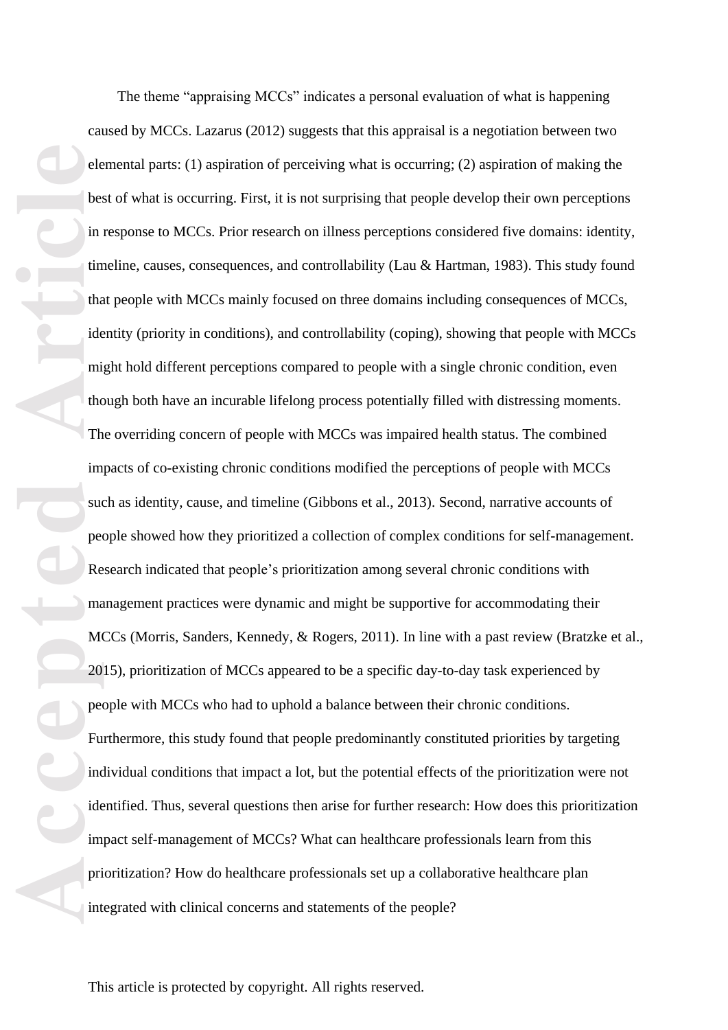The theme "appraising MCCs" indicates a personal evaluation of what is happening caused by MCCs. Lazarus (2012) suggests that this appraisal is a negotiation between two elemental parts: (1) aspiration of perceiving what is occurring; (2) aspiration of making the best of what is occurring. First, it is not surprising that people develop their own perceptions in response to MCCs. Prior research on illness perceptions considered five domains: identity, timeline, causes, consequences, and controllability (Lau & Hartman, 1983). This study found that people with MCCs mainly focused on three domains including consequences of MCCs, identity (priority in conditions), and controllability (coping), showing that people with MCCs might hold different perceptions compared to people with a single chronic condition, even though both have an incurable lifelong process potentially filled with distressing moments. The overriding concern of people with MCCs was impaired health status. The combined impacts of co-existing chronic conditions modified the perceptions of people with MCCs such as identity, cause, and timeline (Gibbons et al., 2013). Second, narrative accounts of people showed how they prioritized a collection of complex conditions for self-management. Research indicated that people's prioritization among several chronic conditions with management practices were dynamic and might be supportive for accommodating their MCCs (Morris, Sanders, Kennedy, & Rogers, 2011). In line with a past review (Bratzke et al., 2015), prioritization of MCCs appeared to be a specific day-to-day task experienced by people with MCCs who had to uphold a balance between their chronic conditions. Furthermore, this study found that people predominantly constituted priorities by targeting individual conditions that impact a lot, but the potential effects of the prioritization were not identified. Thus, several questions then arise for further research: How does this prioritization impact self-management of MCCs? What can healthcare professionals learn from this prioritization? How do healthcare professionals set up a collaborative healthcare plan integrated with clinical concerns and statements of the people?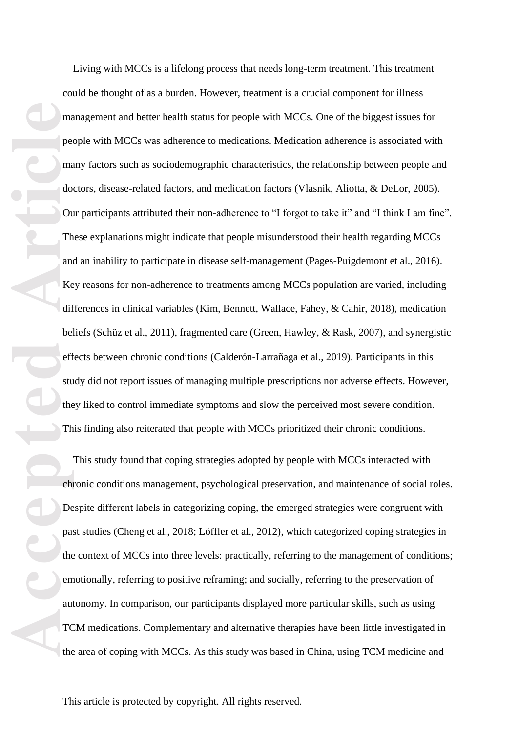Living with MCCs is a lifelong process that needs long-term treatment. This treatment could be thought of as a burden. However, treatment is a crucial component for illness management and better health status for people with MCCs. One of the biggest issues for people with MCCs was adherence to medications. Medication adherence is associated with many factors such as sociodemographic characteristics, the relationship between people and doctors, disease-related factors, and medication factors (Vlasnik, Aliotta, & DeLor, 2005). Our participants attributed their non-adherence to "I forgot to take it" and "I think I am fine". These explanations might indicate that people misunderstood their health regarding MCCs and an inability to participate in disease self-management (Pages-Puigdemont et al., 2016). Key reasons for non-adherence to treatments among MCCs population are varied, including differences in clinical variables (Kim, Bennett, Wallace, Fahey, & Cahir, 2018), medication beliefs (Schüz et al., 2011), fragmented care (Green, Hawley, & Rask, 2007), and synergistic effects between chronic conditions (Calderón-Larrañaga et al., 2019). Participants in this study did not report issues of managing multiple prescriptions nor adverse effects. However, they liked to control immediate symptoms and slow the perceived most severe condition. This finding also reiterated that people with MCCs prioritized their chronic conditions.

This study found that coping strategies adopted by people with MCCs interacted with chronic conditions management, psychological preservation, and maintenance of social roles. Despite different labels in categorizing coping, the emerged strategies were congruent with past studies (Cheng et al., 2018; Löffler et al., 2012), which categorized coping strategies in the context of MCCs into three levels: practically, referring to the management of conditions; emotionally, referring to positive reframing; and socially, referring to the preservation of autonomy. In comparison, our participants displayed more particular skills, such as using TCM medications. Complementary and alternative therapies have been little investigated in the area of coping with MCCs. As this study was based in China, using TCM medicine and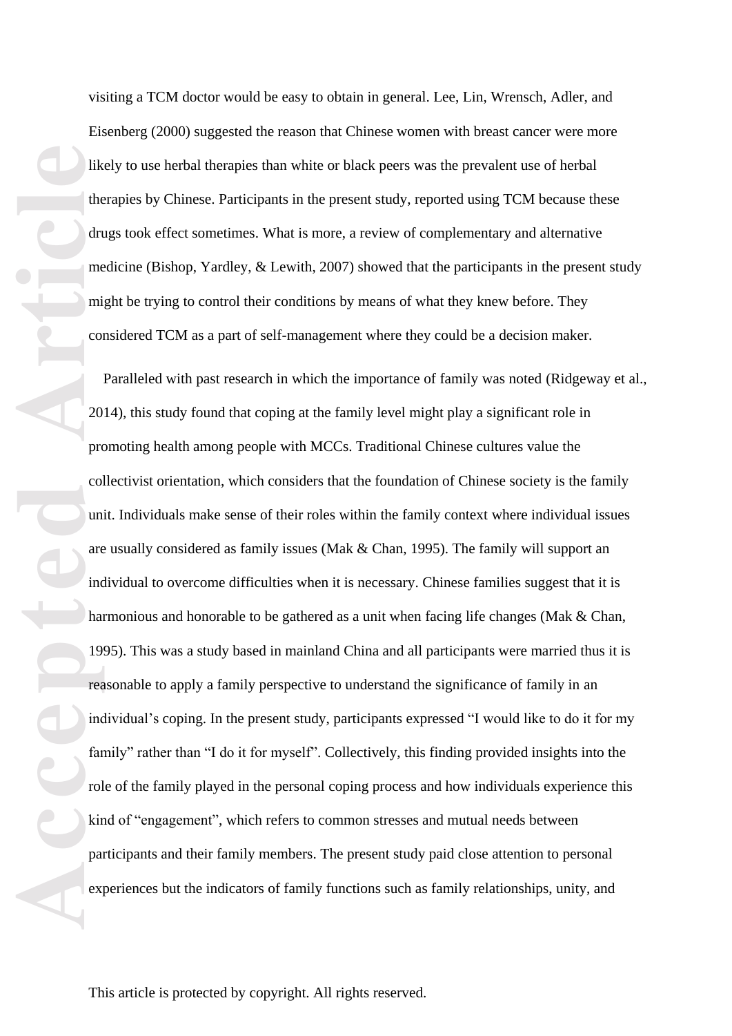visiting a TCM doctor would be easy to obtain in general. Lee, Lin, Wrensch, Adler, and Eisenberg (2000) suggested the reason that Chinese women with breast cancer were more likely to use herbal therapies than white or black peers was the prevalent use of herbal therapies by Chinese. Participants in the present study, reported using TCM because these drugs took effect sometimes. What is more, a review of complementary and alternative medicine (Bishop, Yardley, & Lewith, 2007) showed that the participants in the present study might be trying to control their conditions by means of what they knew before. They considered TCM as a part of self-management where they could be a decision maker.

Paralleled with past research in which the importance of family was noted (Ridgeway et al., 2014), this study found that coping at the family level might play a significant role in promoting health among people with MCCs. Traditional Chinese cultures value the collectivist orientation, which considers that the foundation of Chinese society is the family unit. Individuals make sense of their roles within the family context where individual issues are usually considered as family issues (Mak & Chan, 1995). The family will support an individual to overcome difficulties when it is necessary. Chinese families suggest that it is harmonious and honorable to be gathered as a unit when facing life changes (Mak & Chan, 1995). This was a study based in mainland China and all participants were married thus it is reasonable to apply a family perspective to understand the significance of family in an individual's coping. In the present study, participants expressed "I would like to do it for my family" rather than "I do it for myself". Collectively, this finding provided insights into the role of the family played in the personal coping process and how individuals experience this kind of "engagement", which refers to common stresses and mutual needs between participants and their family members. The present study paid close attention to personal experiences but the indicators of family functions such as family relationships, unity, and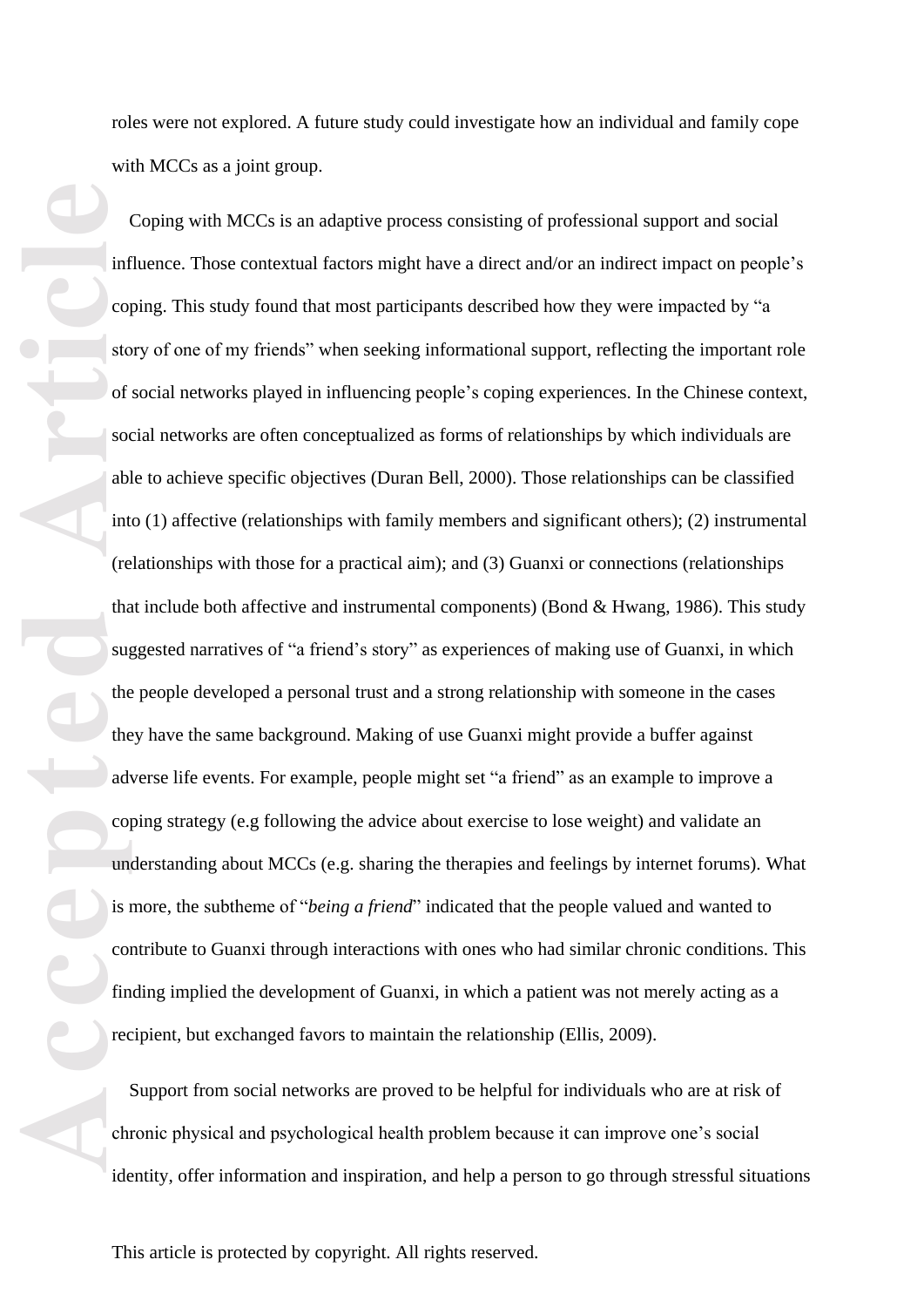roles were not explored. A future study could investigate how an individual and family cope with MCCs as a joint group.

Coping with MCCs is an adaptive process consisting of professional support and social influence. Those contextual factors might have a direct and/or an indirect impact on people's coping. This study found that most participants described how they were impacted by "a story of one of my friends" when seeking informational support, reflecting the important role of social networks played in influencing people's coping experiences. In the Chinese context, social networks are often conceptualized as forms of relationships by which individuals are able to achieve specific objectives (Duran Bell, 2000). Those relationships can be classified into (1) affective (relationships with family members and significant others); (2) instrumental (relationships with those for a practical aim); and (3) Guanxi or connections (relationships that include both affective and instrumental components) (Bond & Hwang, 1986). This study suggested narratives of "a friend's story" as experiences of making use of Guanxi, in which the people developed a personal trust and a strong relationship with someone in the cases they have the same background. Making of use Guanxi might provide a buffer against adverse life events. For example, people might set "a friend" as an example to improve a coping strategy (e.g following the advice about exercise to lose weight) and validate an understanding about MCCs (e.g. sharing the therapies and feelings by internet forums). What is more, the subtheme of "*being a friend*" indicated that the people valued and wanted to contribute to Guanxi through interactions with ones who had similar chronic conditions. This finding implied the development of Guanxi, in which a patient was not merely acting as a recipient, but exchanged favors to maintain the relationship (Ellis, 2009).

Support from social networks are proved to be helpful for individuals who are at risk of chronic physical and psychological health problem because it can improve one's social identity, offer information and inspiration, and help a person to go through stressful situations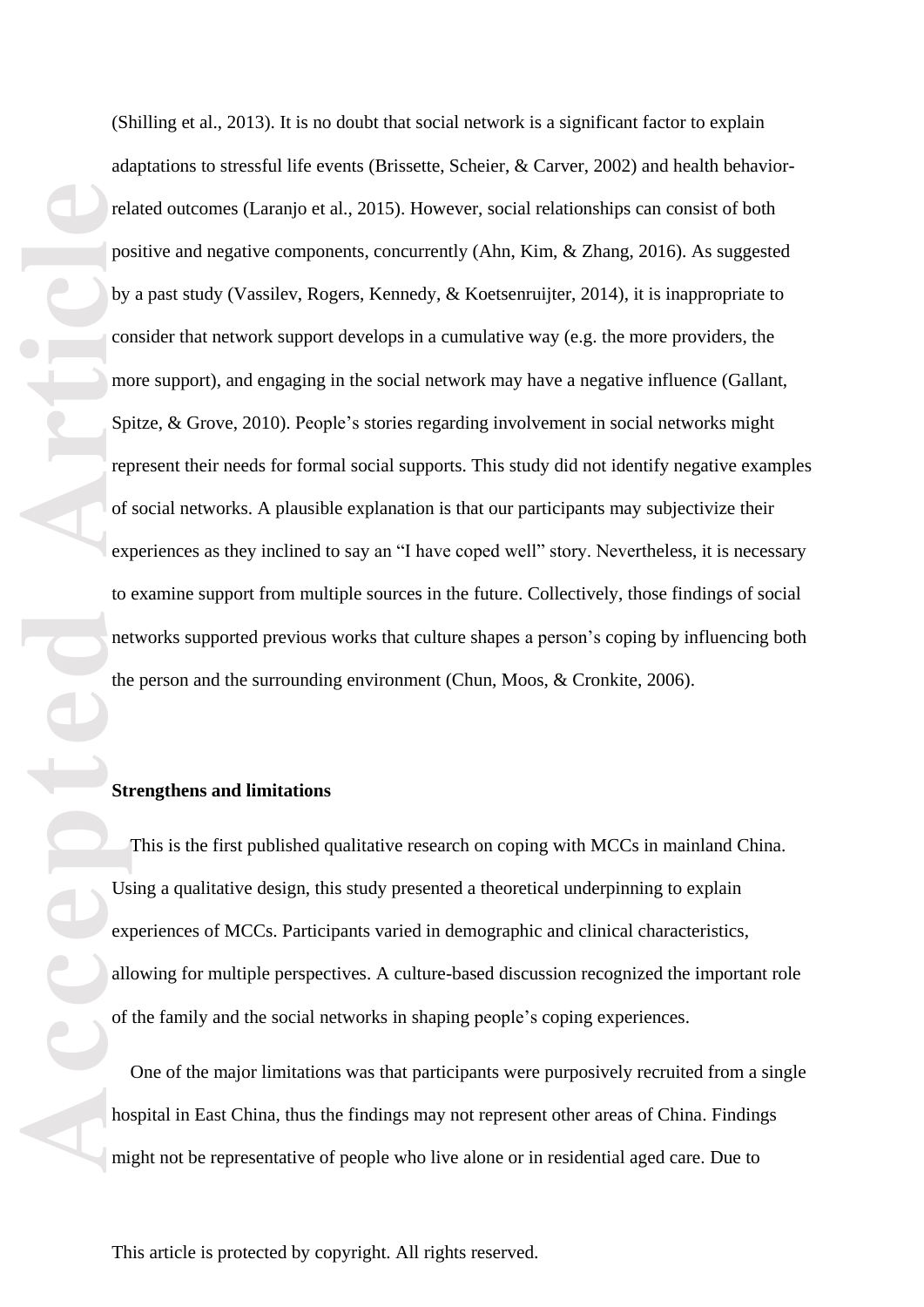(Shilling et al., 2013). It is no doubt that social network is a significant factor to explain adaptations to stressful life events (Brissette, Scheier, & Carver, 2002) and health behavior-related outcomes (Laranjo et al., 2015). However, social relationships can consist of both positive and negative components, concurrently (Ahn, Kim, & Zhang, 2016). As suggested by a past study (Vassilev, Rogers, Kennedy, & Koetsenruijter, 2014), it is inappropriate to consider that network support develops in a cumulative way (e.g. the more providers, the more support), and engaging in the social network may have a negative influence (Gallant, Spitze, & Grove, 2010). People's stories regarding involvement in social networks might represent their needs for formal social supports. This study did not identify negative examples of social networks. A plausible explanation is that our participants may subjectivize their experiences as they inclined to say an "I have coped well" story. Nevertheless, it is necessary to examine support from multiple sources in the future. Collectively, those findings of social networks supported previous works that culture shapes a person's coping by influencing both the person and the surrounding environment (Chun, Moos, & Cronkite, 2006).

**Strengthens and limitations**

This is the first published qualitative research on coping with MCCs in mainland China. Using a qualitative design, this study presented a theoretical underpinning to explain experiences of MCCs. Participants varied in demographic and clinical characteristics, allowing for multiple perspectives. A culture-based discussion recognized the important role of the family and the social networks in shaping people's coping experiences.

One of the major limitations was that participants were purposively recruited from a single hospital in East China, thus the findings may not represent other areas of China. Findings might not be representative of people who live alone or in residential aged care. Due to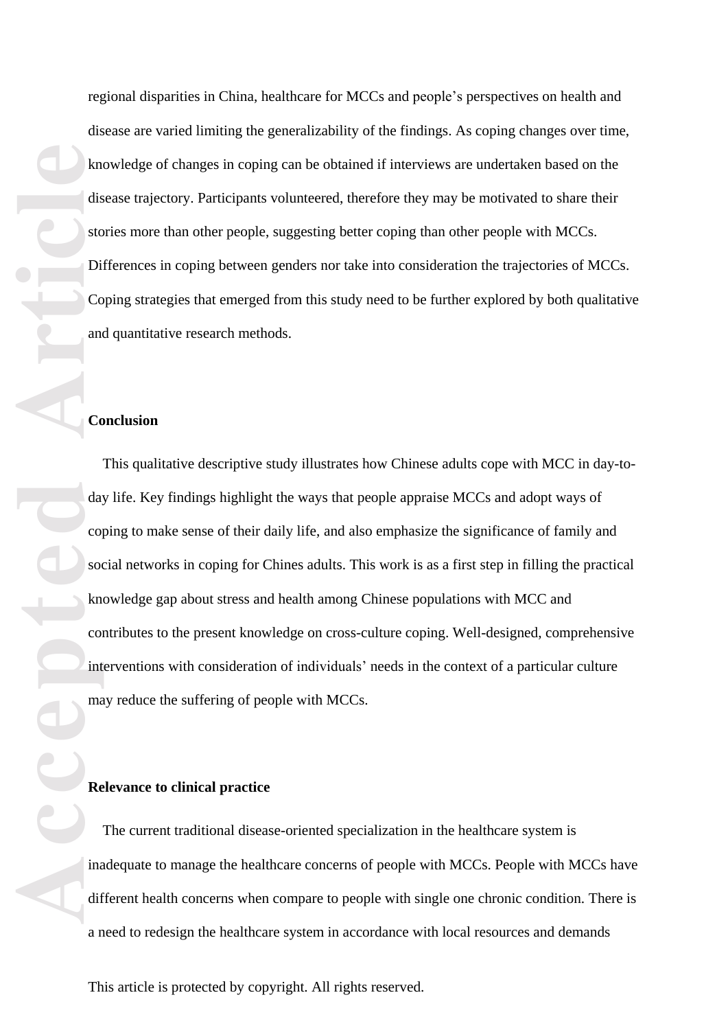regional disparities in China, healthcare for MCCs and people's perspectives on health and disease are varied limiting the generalizability of the findings. As coping changes over time, knowledge of changes in coping can be obtained if interviews are undertaken based on the disease trajectory. Participants volunteered, therefore they may be motivated to share their stories more than other people, suggesting better coping than other people with MCCs. Differences in coping between genders nor take into consideration the trajectories of MCCs. Coping strategies that emerged from this study need to be further explored by both qualitative and quantitative research methods.

## Conclusion

This qualitative descriptive study illustrates how Chinese adults cope with MCC in day-to-day life. Key findings highlight the ways that people appraise MCCs and adopt ways of coping to make sense of their daily life, and also emphasize the significance of family and social networks in coping for Chines adults. This work is as a first step in filling the practical knowledge gap about stress and health among Chinese populations with MCC and contributes to the present knowledge on cross-culture coping. Well-designed, comprehensive interventions with consideration of individuals' needs in the context of a particular culture may reduce the suffering of people with MCCs.

## Relevance to clinical practice

The current traditional disease-oriented specialization in the healthcare system is inadequate to manage the healthcare concerns of people with MCCs. People with MCCs have different health concerns when compare to people with single one chronic condition. There is a need to redesign the healthcare system in accordance with local resources and demands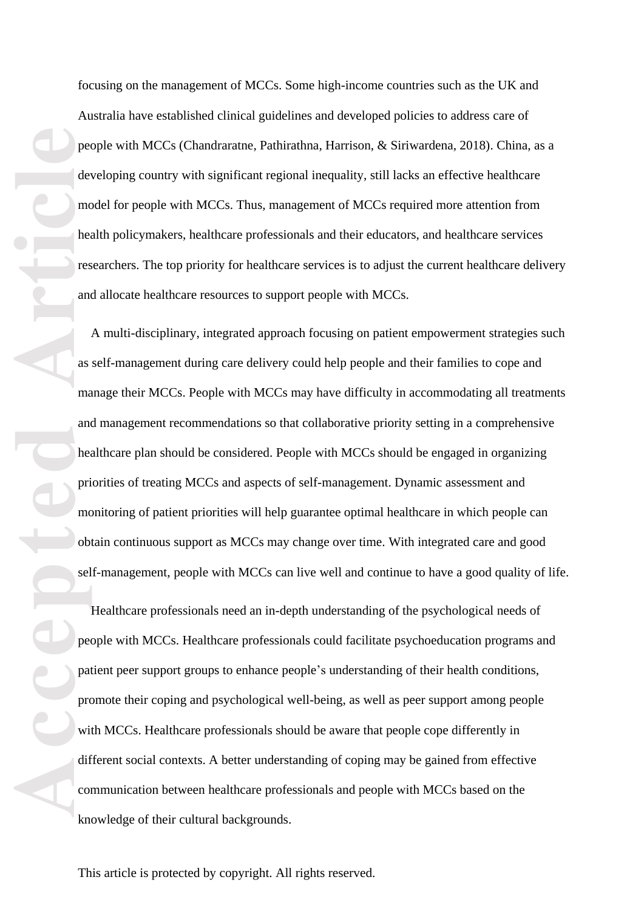focusing on the management of MCCs. Some high-income countries such as the UK and Australia have established clinical guidelines and developed policies to address care of people with MCCs (Chandraratne, Pathirathna, Harrison, & Siriwardena, 2018). China, as a developing country with significant regional inequality, still lacks an effective healthcare model for people with MCCs. Thus, management of MCCs required more attention from health policymakers, healthcare professionals and their educators, and healthcare services researchers. The top priority for healthcare services is to adjust the current healthcare delivery and allocate healthcare resources to support people with MCCs.

A multi-disciplinary, integrated approach focusing on patient empowerment strategies such as self-management during care delivery could help people and their families to cope and manage their MCCs. People with MCCs may have difficulty in accommodating all treatments and management recommendations so that collaborative priority setting in a comprehensive healthcare plan should be considered. People with MCCs should be engaged in organizing priorities of treating MCCs and aspects of self-management. Dynamic assessment and monitoring of patient priorities will help guarantee optimal healthcare in which people can obtain continuous support as MCCs may change over time. With integrated care and good self-management, people with MCCs can live well and continue to have a good quality of life.

Healthcare professionals need an in-depth understanding of the psychological needs of people with MCCs. Healthcare professionals could facilitate psychoeducation programs and patient peer support groups to enhance people's understanding of their health conditions, promote their coping and psychological well-being, as well as peer support among people with MCCs. Healthcare professionals should be aware that people cope differently in different social contexts. A better understanding of coping may be gained from effective communication between healthcare professionals and people with MCCs based on the knowledge of their cultural backgrounds.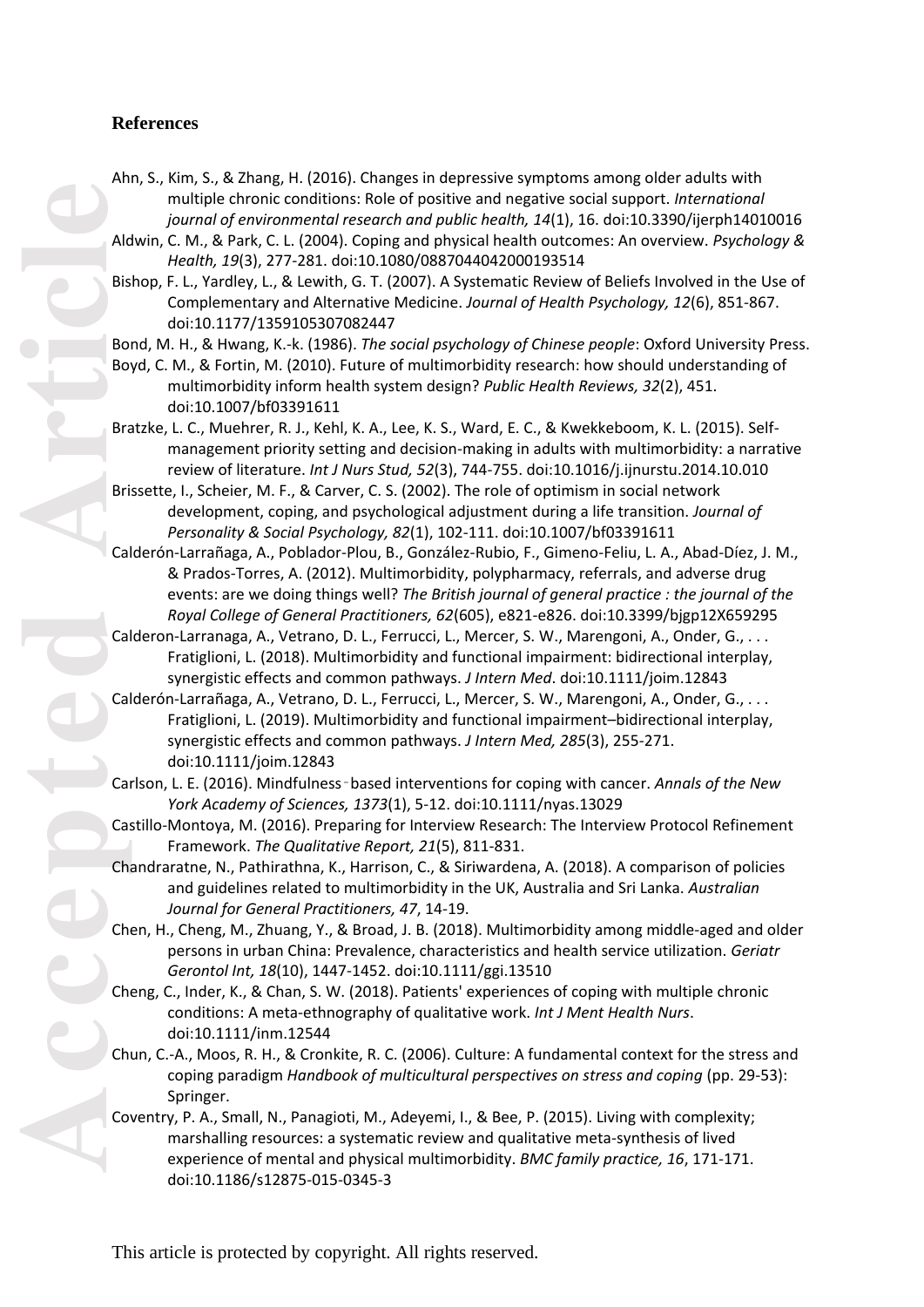# References

Ahn, S., Kim, S., & Zhang, H. (2016). Changes in depressive symptoms among older adults with multiple chronic conditions: Role of positive and negative social support. *International journal of environmental research and public health, 14*(1), 16. doi:10.3390/ijerph14010016

Aldwin, C. M., & Park, C. L. (2004). Coping and physical health outcomes: An overview. *Psychology & Health, 19*(3), 277-281. doi:10.1080/0887044042000193514

Bishop, F. L., Yardley, L., & Lewith, G. T. (2007). A Systematic Review of Beliefs Involved in the Use of Complementary and Alternative Medicine. *Journal of Health Psychology, 12*(6), 851-867. doi:10.1177/1359105307082447

Bond, M. H., & Hwang, K.-k. (1986). *The social psychology of Chinese people*: Oxford University Press.

Boyd, C. M., & Fortin, M. (2010). Future of multimorbidity research: how should understanding of multimorbidity inform health system design? *Public Health Reviews, 32*(2), 451. doi:10.1007/bf03391611

Bratzke, L. C., Muehrer, R. J., Kehl, K. A., Lee, K. S., Ward, E. C., & Kwekkeboom, K. L. (2015). Self-management priority setting and decision-making in adults with multimorbidity: a narrative review of literature. *Int J Nurs Stud, 52*(3), 744-755. doi:10.1016/j.ijnurstu.2014.10.010

Brissette, I., Scheier, M. F., & Carver, C. S. (2002). The role of optimism in social network development, coping, and psychological adjustment during a life transition. *Journal of Personality & Social Psychology, 82*(1), 102-111. doi:10.1007/bf03391611

Calderón-Larrañaga, A., Poblador-Plou, B., González-Rubio, F., Gimeno-Feliu, L. A., Abad-Díez, J. M., & Prados-Torres, A. (2012). Multimorbidity, polypharmacy, referrals, and adverse drug events: are we doing things well? *The British journal of general practice : the journal of the Royal College of General Practitioners, 62*(605), e821-e826. doi:10.3399/bjgp12X659295

Calderon-Larranaga, A., Vetrano, D. L., Ferrucci, L., Mercer, S. W., Marengoni, A., Onder, G., . . . Fratiglioni, L. (2018). Multimorbidity and functional impairment: bidirectional interplay, synergistic effects and common pathways. *J Intern Med*. doi:10.1111/joim.12843

Calderón-Larrañaga, A., Vetrano, D. L., Ferrucci, L., Mercer, S. W., Marengoni, A., Onder, G., . . . Fratiglioni, L. (2019). Multimorbidity and functional impairment–bidirectional interplay, synergistic effects and common pathways. *J Intern Med, 285*(3), 255-271. doi:10.1111/joim.12843

Carlson, L. E. (2016). Mindfulness‐based interventions for coping with cancer. *Annals of the New York Academy of Sciences, 1373*(1), 5-12. doi:10.1111/nyas.13029

Castillo-Montoya, M. (2016). Preparing for Interview Research: The Interview Protocol Refinement Framework. *The Qualitative Report, 21*(5), 811-831.

Chandraratne, N., Pathirathna, K., Harrison, C., & Siriwardena, A. (2018). A comparison of policies and guidelines related to multimorbidity in the UK, Australia and Sri Lanka. *Australian Journal for General Practitioners, 47*, 14-19.

Chen, H., Cheng, M., Zhuang, Y., & Broad, J. B. (2018). Multimorbidity among middle-aged and older persons in urban China: Prevalence, characteristics and health service utilization. *Geriatr Gerontol Int, 18*(10), 1447-1452. doi:10.1111/ggi.13510

Cheng, C., Inder, K., & Chan, S. W. (2018). Patients' experiences of coping with multiple chronic conditions: A meta-ethnography of qualitative work. *Int J Ment Health Nurs*. doi:10.1111/inm.12544

Chun, C.-A., Moos, R. H., & Cronkite, R. C. (2006). Culture: A fundamental context for the stress and coping paradigm *Handbook of multicultural perspectives on stress and coping* (pp. 29-53): Springer.

Coventry, P. A., Small, N., Panagioti, M., Adeyemi, I., & Bee, P. (2015). Living with complexity; marshalling resources: a systematic review and qualitative meta-synthesis of lived experience of mental and physical multimorbidity. *BMC family practice, 16*, 171-171. doi:10.1186/s12875-015-0345-3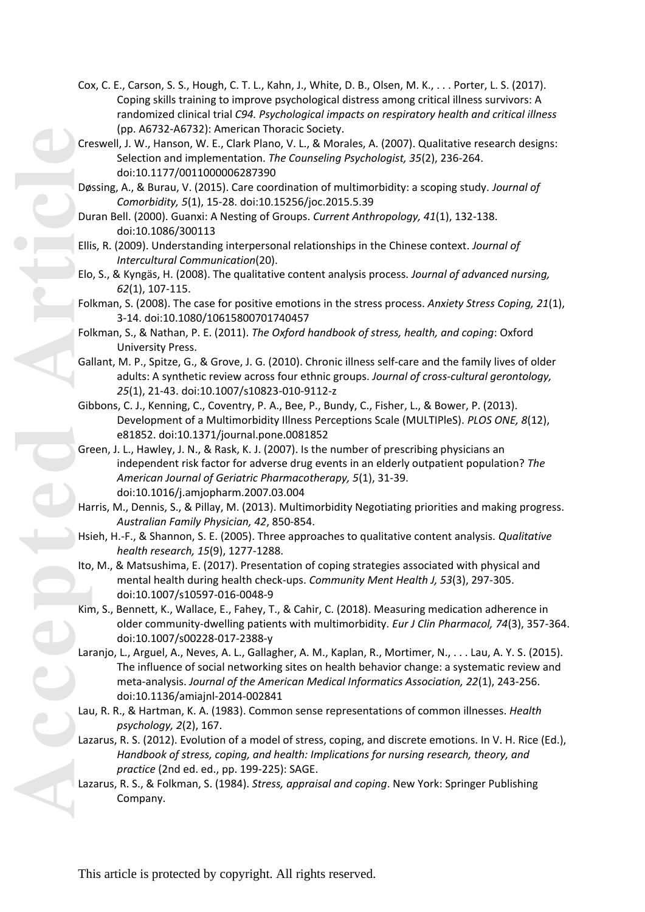Cox, C. E., Carson, S. S., Hough, C. T. L., Kahn, J., White, D. B., Olsen, M. K., . . . Porter, L. S. (2017). Coping skills training to improve psychological distress among critical illness survivors: A randomized clinical trial *C94. Psychological impacts on respiratory health and critical illness* (pp. A6732-A6732): American Thoracic Society.

Creswell, J. W., Hanson, W. E., Clark Plano, V. L., & Morales, A. (2007). Qualitative research designs: Selection and implementation. *The Counseling Psychologist, 35*(2), 236-264. doi:10.1177/0011000006287390

Døssing, A., & Burau, V. (2015). Care coordination of multimorbidity: a scoping study. *Journal of Comorbidity, 5*(1), 15-28. doi:10.15256/joc.2015.5.39

Duran Bell. (2000). Guanxi: A Nesting of Groups. *Current Anthropology, 41*(1), 132-138. doi:10.1086/300113

Ellis, R. (2009). Understanding interpersonal relationships in the Chinese context. *Journal of Intercultural Communication*(20).

Elo, S., & Kyngäs, H. (2008). The qualitative content analysis process. *Journal of advanced nursing, 62*(1), 107-115.

Folkman, S. (2008). The case for positive emotions in the stress process. *Anxiety Stress Coping, 21*(1), 3-14. doi:10.1080/10615800701740457

Folkman, S., & Nathan, P. E. (2011). *The Oxford handbook of stress, health, and coping*: Oxford University Press.

Gallant, M. P., Spitze, G., & Grove, J. G. (2010). Chronic illness self-care and the family lives of older adults: A synthetic review across four ethnic groups. *Journal of cross-cultural gerontology, 25*(1), 21-43. doi:10.1007/s10823-010-9112-z

Gibbons, C. J., Kenning, C., Coventry, P. A., Bee, P., Bundy, C., Fisher, L., & Bower, P. (2013). Development of a Multimorbidity Illness Perceptions Scale (MULTIPleS). *PLOS ONE, 8*(12), e81852. doi:10.1371/journal.pone.0081852

Green, J. L., Hawley, J. N., & Rask, K. J. (2007). Is the number of prescribing physicians an independent risk factor for adverse drug events in an elderly outpatient population? *The American Journal of Geriatric Pharmacotherapy, 5*(1), 31-39. doi:10.1016/j.amjopharm.2007.03.004

Harris, M., Dennis, S., & Pillay, M. (2013). Multimorbidity Negotiating priorities and making progress. *Australian Family Physician, 42*, 850-854.

Hsieh, H.-F., & Shannon, S. E. (2005). Three approaches to qualitative content analysis. *Qualitative health research, 15*(9), 1277-1288.

Ito, M., & Matsushima, E. (2017). Presentation of coping strategies associated with physical and mental health during health check-ups. *Community Ment Health J, 53*(3), 297-305. doi:10.1007/s10597-016-0048-9

Kim, S., Bennett, K., Wallace, E., Fahey, T., & Cahir, C. (2018). Measuring medication adherence in older community-dwelling patients with multimorbidity. *Eur J Clin Pharmacol, 74*(3), 357-364. doi:10.1007/s00228-017-2388-y

Laranjo, L., Arguel, A., Neves, A. L., Gallagher, A. M., Kaplan, R., Mortimer, N., . . . Lau, A. Y. S. (2015). The influence of social networking sites on health behavior change: a systematic review and meta-analysis. *Journal of the American Medical Informatics Association, 22*(1), 243-256. doi:10.1136/amiajnl-2014-002841

Lau, R. R., & Hartman, K. A. (1983). Common sense representations of common illnesses. *Health psychology, 2*(2), 167.

Lazarus, R. S. (2012). Evolution of a model of stress, coping, and discrete emotions. In V. H. Rice (Ed.), *Handbook of stress, coping, and health: Implications for nursing research, theory, and practice* (2nd ed. ed., pp. 199-225): SAGE.

Lazarus, R. S., & Folkman, S. (1984). *Stress, appraisal and coping*. New York: Springer Publishing Company.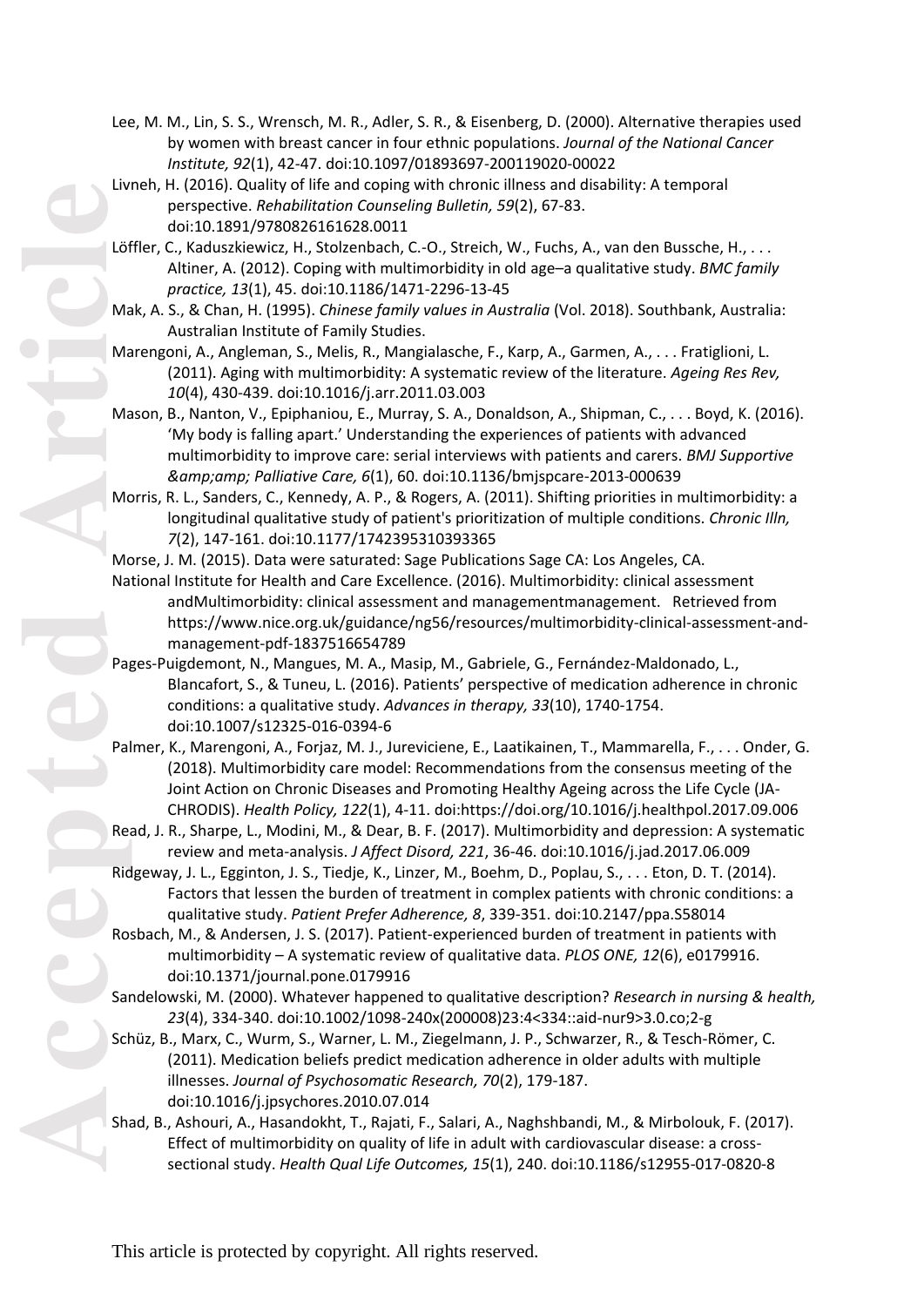Lee, M. M., Lin, S. S., Wrensch, M. R., Adler, S. R., & Eisenberg, D. (2000). Alternative therapies used by women with breast cancer in four ethnic populations. *Journal of the National Cancer Institute, 92*(1), 42-47. doi:10.1097/01893697-200119020-00022

Livneh, H. (2016). Quality of life and coping with chronic illness and disability: A temporal perspective. *Rehabilitation Counseling Bulletin, 59*(2), 67-83. doi:10.1891/9780826161628.0011

Löffler, C., Kaduszkiewicz, H., Stolzenbach, C.-O., Streich, W., Fuchs, A., van den Bussche, H., . . . Altiner, A. (2012). Coping with multimorbidity in old age–a qualitative study. *BMC family practice, 13*(1), 45. doi:10.1186/1471-2296-13-45

Mak, A. S., & Chan, H. (1995). *Chinese family values in Australia* (Vol. 2018). Southbank, Australia: Australian Institute of Family Studies.

Marengoni, A., Angleman, S., Melis, R., Mangialasche, F., Karp, A., Garmen, A., . . . Fratiglioni, L. (2011). Aging with multimorbidity: A systematic review of the literature. *Ageing Res Rev, 10*(4), 430-439. doi:10.1016/j.arr.2011.03.003

Mason, B., Nanton, V., Epiphaniou, E., Murray, S. A., Donaldson, A., Shipman, C., . . . Boyd, K. (2016). 'My body is falling apart.' Understanding the experiences of patients with advanced multimorbidity to improve care: serial interviews with patients and carers. *BMJ Supportive &amp;amp; Palliative Care, 6*(1), 60. doi:10.1136/bmjspcare-2013-000639

Morris, R. L., Sanders, C., Kennedy, A. P., & Rogers, A. (2011). Shifting priorities in multimorbidity: a longitudinal qualitative study of patient's prioritization of multiple conditions. *Chronic Illn, 7*(2), 147-161. doi:10.1177/1742395310393365

Morse, J. M. (2015). Data were saturated: Sage Publications Sage CA: Los Angeles, CA.

National Institute for Health and Care Excellence. (2016). Multimorbidity: clinical assessment andMultimorbidity: clinical assessment and managementmanagement. Retrieved from https://www.nice.org.uk/guidance/ng56/resources/multimorbidity-clinical-assessment-and-management-pdf-1837516654789

Pages-Puigdemont, N., Mangues, M. A., Masip, M., Gabriele, G., Fernández-Maldonado, L., Blancafort, S., & Tuneu, L. (2016). Patients' perspective of medication adherence in chronic conditions: a qualitative study. *Advances in therapy, 33*(10), 1740-1754. doi:10.1007/s12325-016-0394-6

Palmer, K., Marengoni, A., Forjaz, M. J., Jureviciene, E., Laatikainen, T., Mammarella, F., . . . Onder, G. (2018). Multimorbidity care model: Recommendations from the consensus meeting of the Joint Action on Chronic Diseases and Promoting Healthy Ageing across the Life Cycle (JA-CHRODIS). *Health Policy, 122*(1), 4-11. doi:https://doi.org/10.1016/j.healthpol.2017.09.006

Read, J. R., Sharpe, L., Modini, M., & Dear, B. F. (2017). Multimorbidity and depression: A systematic review and meta-analysis. *J Affect Disord, 221*, 36-46. doi:10.1016/j.jad.2017.06.009

Ridgeway, J. L., Egginton, J. S., Tiedje, K., Linzer, M., Boehm, D., Poplau, S., . . . Eton, D. T. (2014). Factors that lessen the burden of treatment in complex patients with chronic conditions: a qualitative study. *Patient Prefer Adherence, 8*, 339-351. doi:10.2147/ppa.S58014

Rosbach, M., & Andersen, J. S. (2017). Patient-experienced burden of treatment in patients with multimorbidity – A systematic review of qualitative data. *PLOS ONE, 12*(6), e0179916. doi:10.1371/journal.pone.0179916

Sandelowski, M. (2000). Whatever happened to qualitative description? *Research in nursing & health, 23*(4), 334-340. doi:10.1002/1098-240x(200008)23:4<334::aid-nur9>3.0.co;2-g

Schüz, B., Marx, C., Wurm, S., Warner, L. M., Ziegelmann, J. P., Schwarzer, R., & Tesch-Römer, C. (2011). Medication beliefs predict medication adherence in older adults with multiple illnesses. *Journal of Psychosomatic Research, 70*(2), 179-187. doi:10.1016/j.jpsychores.2010.07.014

Shad, B., Ashouri, A., Hasandokht, T., Rajati, F., Salari, A., Naghshbandi, M., & Mirbolouk, F. (2017). Effect of multimorbidity on quality of life in adult with cardiovascular disease: a cross-sectional study. *Health Qual Life Outcomes, 15*(1), 240. doi:10.1186/s12955-017-0820-8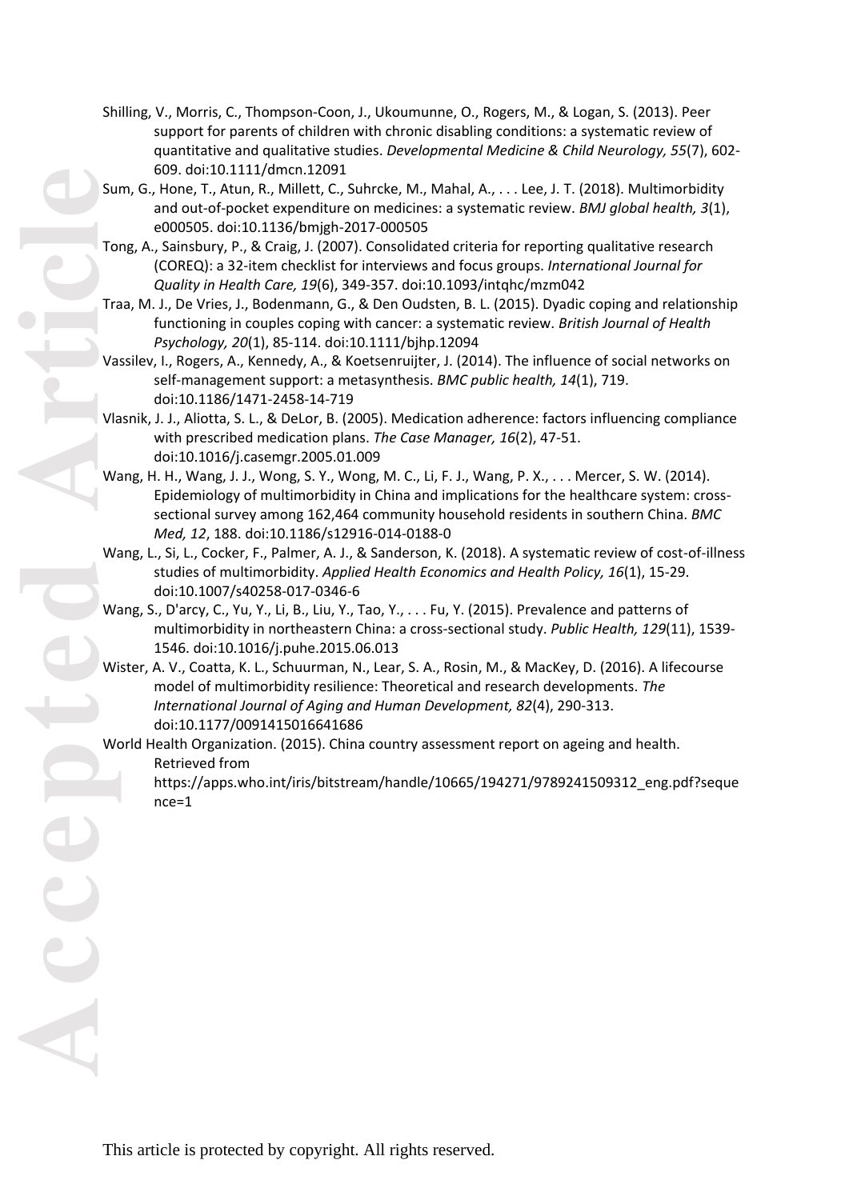Shilling, V., Morris, C., Thompson-Coon, J., Ukoumunne, O., Rogers, M., & Logan, S. (2013). Peer support for parents of children with chronic disabling conditions: a systematic review of quantitative and qualitative studies. *Developmental Medicine & Child Neurology, 55*(7), 602-609. doi:10.1111/dmcn.12091

Sum, G., Hone, T., Atun, R., Millett, C., Suhrcke, M., Mahal, A., . . . Lee, J. T. (2018). Multimorbidity and out-of-pocket expenditure on medicines: a systematic review. *BMJ global health, 3*(1), e000505. doi:10.1136/bmjgh-2017-000505

Tong, A., Sainsbury, P., & Craig, J. (2007). Consolidated criteria for reporting qualitative research (COREQ): a 32-item checklist for interviews and focus groups. *International Journal for Quality in Health Care, 19*(6), 349-357. doi:10.1093/intqhc/mzm042

Traa, M. J., De Vries, J., Bodenmann, G., & Den Oudsten, B. L. (2015). Dyadic coping and relationship functioning in couples coping with cancer: a systematic review. *British Journal of Health Psychology, 20*(1), 85-114. doi:10.1111/bjhp.12094

Vassilev, I., Rogers, A., Kennedy, A., & Koetsenruijter, J. (2014). The influence of social networks on self-management support: a metasynthesis. *BMC public health, 14*(1), 719. doi:10.1186/1471-2458-14-719

Vlasnik, J. J., Aliotta, S. L., & DeLor, B. (2005). Medication adherence: factors influencing compliance with prescribed medication plans. *The Case Manager, 16*(2), 47-51. doi:10.1016/j.casemgr.2005.01.009

Wang, H. H., Wang, J. J., Wong, S. Y., Wong, M. C., Li, F. J., Wang, P. X., . . . Mercer, S. W. (2014). Epidemiology of multimorbidity in China and implications for the healthcare system: cross-sectional survey among 162,464 community household residents in southern China. *BMC Med, 12*, 188. doi:10.1186/s12916-014-0188-0

Wang, L., Si, L., Cocker, F., Palmer, A. J., & Sanderson, K. (2018). A systematic review of cost-of-illness studies of multimorbidity. *Applied Health Economics and Health Policy, 16*(1), 15-29. doi:10.1007/s40258-017-0346-6

Wang, S., D'arcy, C., Yu, Y., Li, B., Liu, Y., Tao, Y., . . . Fu, Y. (2015). Prevalence and patterns of multimorbidity in northeastern China: a cross-sectional study. *Public Health, 129*(11), 1539-1546. doi:10.1016/j.puhe.2015.06.013

Wister, A. V., Coatta, K. L., Schuurman, N., Lear, S. A., Rosin, M., & MacKey, D. (2016). A lifecourse model of multimorbidity resilience: Theoretical and research developments. *The International Journal of Aging and Human Development, 82*(4), 290-313. doi:10.1177/0091415016641686

World Health Organization. (2015). China country assessment report on ageing and health. Retrieved from https://apps.who.int/iris/bitstream/handle/10665/194271/9789241509312_eng.pdf?sequence=1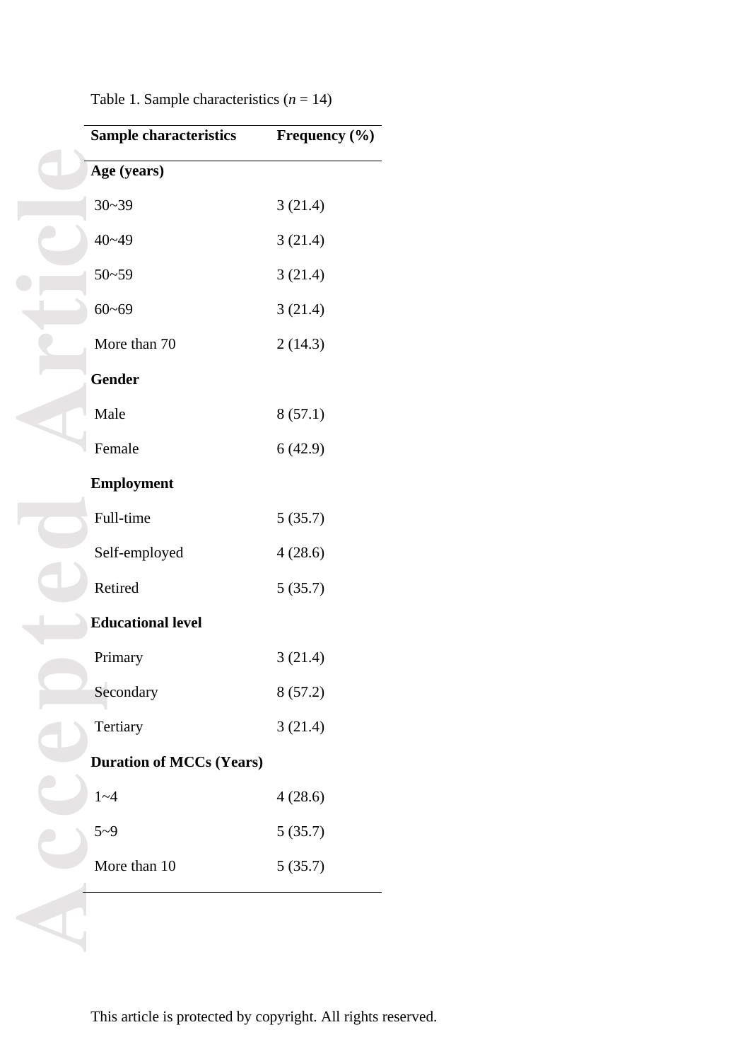Table 1. Sample characteristics (*n* = 14)

| Sample characteristics | Frequency (%) |
|---|---|
| **Age (years)** | |
| 30~39 | 3 (21.4) |
| 40~49 | 3 (21.4) |
| 50~59 | 3 (21.4) |
| 60~69 | 3 (21.4) |
| More than 70 | 2 (14.3) |
| **Gender** | |
| Male | 8 (57.1) |
| Female | 6 (42.9) |
| **Employment** | |
| Full-time | 5 (35.7) |
| Self-employed | 4 (28.6) |
| Retired | 5 (35.7) |
| **Educational level** | |
| Primary | 3 (21.4) |
| Secondary | 8 (57.2) |
| Tertiary | 3 (21.4) |
| **Duration of MCCs (Years)** | |
| 1~4 | 4 (28.6) |
| 5~9 | 5 (35.7) |
| More than 10 | 5 (35.7) |